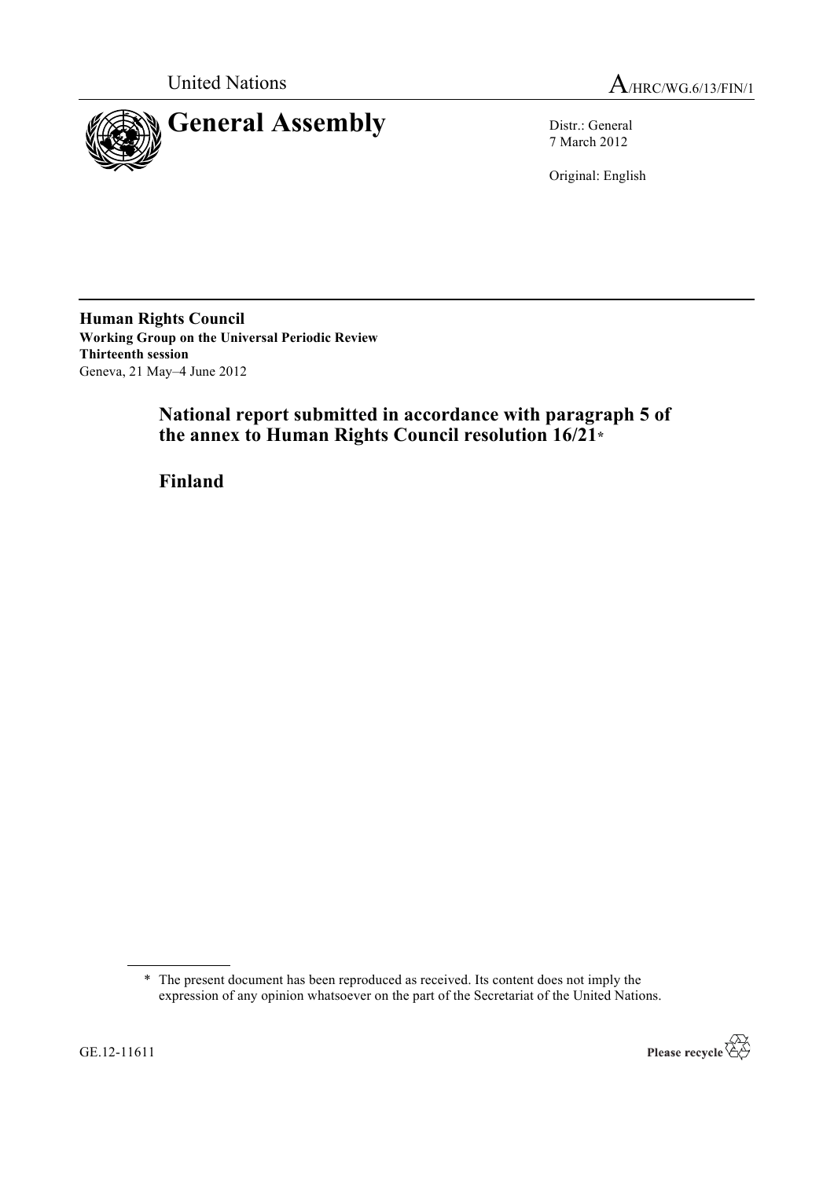United Nations

A/HRC/WG.6/13/FIN/1

# General Assembly

Distr.: General
7 March 2012

Original: English

**Human Rights Council**
**Working Group on the Universal Periodic Review**
**Thirteenth session**
Geneva, 21 May–4 June 2012

## National report submitted in accordance with paragraph 5 of the annex to Human Rights Council resolution 16/21*

## Finland

\* The present document has been reproduced as received. Its content does not imply the expression of any opinion whatsoever on the part of the Secretariat of the United Nations.

GE.12-11611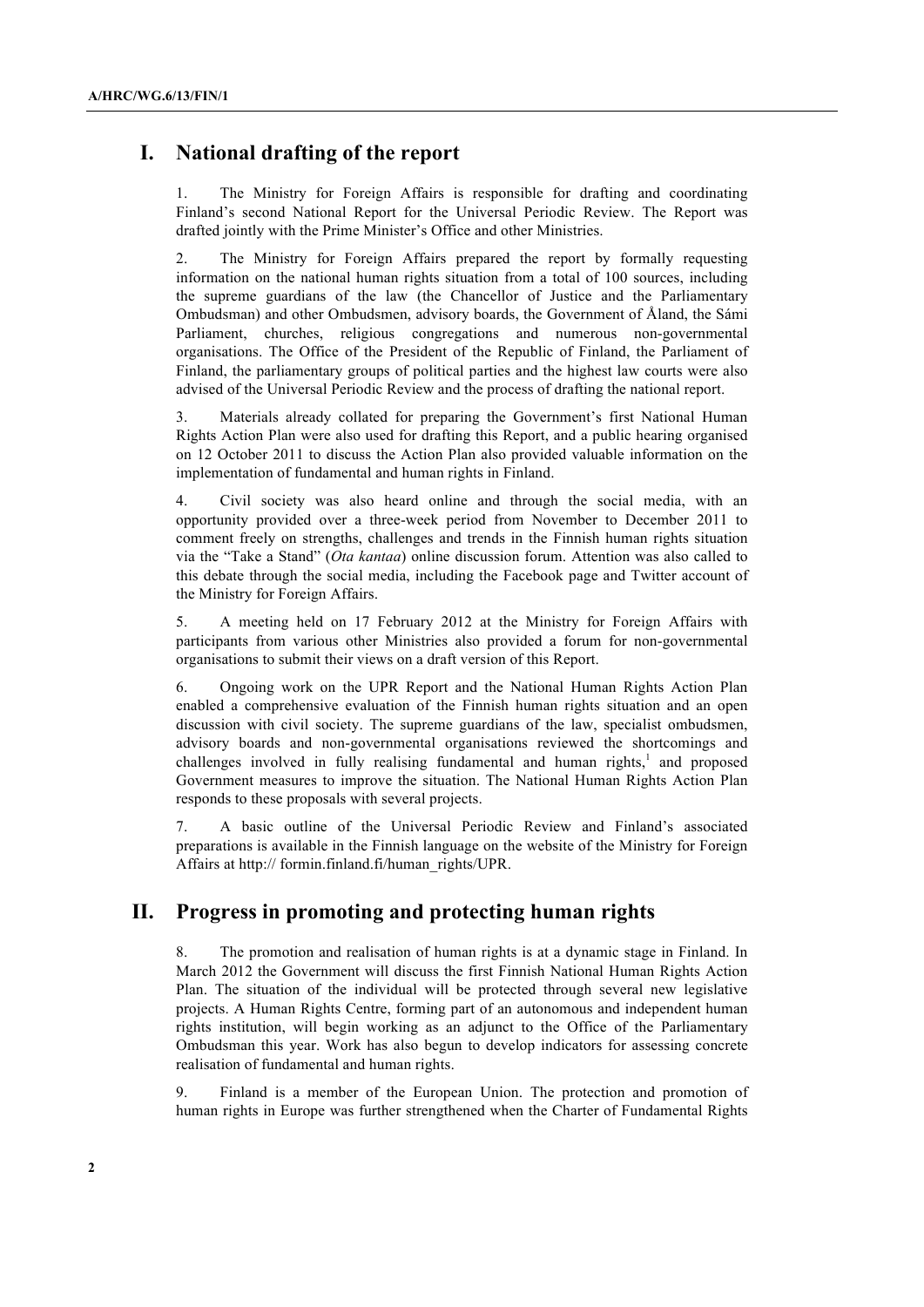# I. National drafting of the report

1. The Ministry for Foreign Affairs is responsible for drafting and coordinating Finland's second National Report for the Universal Periodic Review. The Report was drafted jointly with the Prime Minister's Office and other Ministries.

2. The Ministry for Foreign Affairs prepared the report by formally requesting information on the national human rights situation from a total of 100 sources, including the supreme guardians of the law (the Chancellor of Justice and the Parliamentary Ombudsman) and other Ombudsmen, advisory boards, the Government of Åland, the Sámi Parliament, churches, religious congregations and numerous non-governmental organisations. The Office of the President of the Republic of Finland, the Parliament of Finland, the parliamentary groups of political parties and the highest law courts were also advised of the Universal Periodic Review and the process of drafting the national report.

3. Materials already collated for preparing the Government's first National Human Rights Action Plan were also used for drafting this Report, and a public hearing organised on 12 October 2011 to discuss the Action Plan also provided valuable information on the implementation of fundamental and human rights in Finland.

4. Civil society was also heard online and through the social media, with an opportunity provided over a three-week period from November to December 2011 to comment freely on strengths, challenges and trends in the Finnish human rights situation via the "Take a Stand" (*Ota kantaa*) online discussion forum. Attention was also called to this debate through the social media, including the Facebook page and Twitter account of the Ministry for Foreign Affairs.

5. A meeting held on 17 February 2012 at the Ministry for Foreign Affairs with participants from various other Ministries also provided a forum for non-governmental organisations to submit their views on a draft version of this Report.

6. Ongoing work on the UPR Report and the National Human Rights Action Plan enabled a comprehensive evaluation of the Finnish human rights situation and an open discussion with civil society. The supreme guardians of the law, specialist ombudsmen, advisory boards and non-governmental organisations reviewed the shortcomings and challenges involved in fully realising fundamental and human rights,[1] and proposed Government measures to improve the situation. The National Human Rights Action Plan responds to these proposals with several projects.

7. A basic outline of the Universal Periodic Review and Finland's associated preparations is available in the Finnish language on the website of the Ministry for Foreign Affairs at http:// formin.finland.fi/human_rights/UPR.

# II. Progress in promoting and protecting human rights

8. The promotion and realisation of human rights is at a dynamic stage in Finland. In March 2012 the Government will discuss the first Finnish National Human Rights Action Plan. The situation of the individual will be protected through several new legislative projects. A Human Rights Centre, forming part of an autonomous and independent human rights institution, will begin working as an adjunct to the Office of the Parliamentary Ombudsman this year. Work has also begun to develop indicators for assessing concrete realisation of fundamental and human rights.

9. Finland is a member of the European Union. The protection and promotion of human rights in Europe was further strengthened when the Charter of Fundamental Rights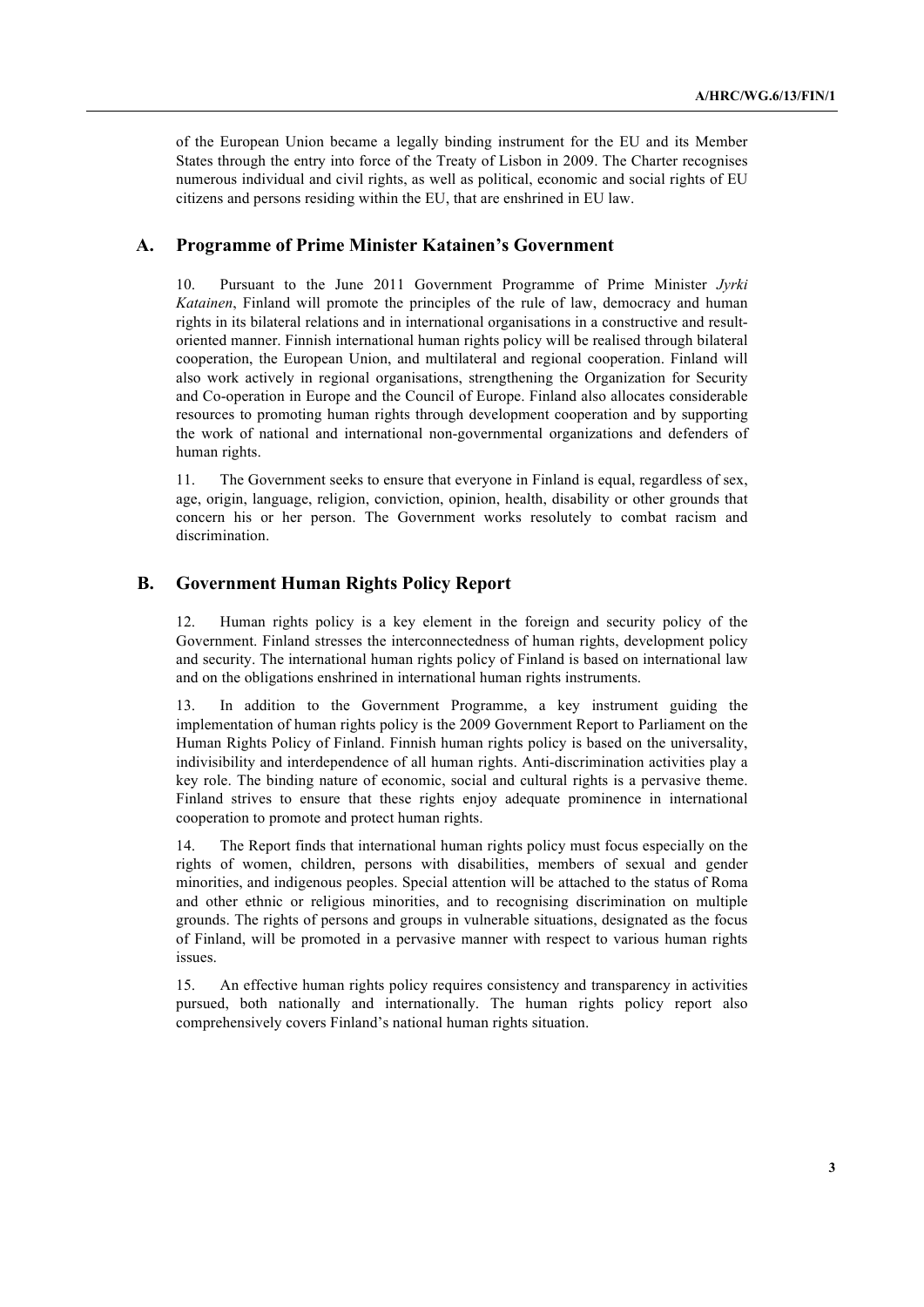of the European Union became a legally binding instrument for the EU and its Member States through the entry into force of the Treaty of Lisbon in 2009. The Charter recognises numerous individual and civil rights, as well as political, economic and social rights of EU citizens and persons residing within the EU, that are enshrined in EU law.

## A. Programme of Prime Minister Katainen's Government

10. Pursuant to the June 2011 Government Programme of Prime Minister *Jyrki Katainen*, Finland will promote the principles of the rule of law, democracy and human rights in its bilateral relations and in international organisations in a constructive and result-oriented manner. Finnish international human rights policy will be realised through bilateral cooperation, the European Union, and multilateral and regional cooperation. Finland will also work actively in regional organisations, strengthening the Organization for Security and Co-operation in Europe and the Council of Europe. Finland also allocates considerable resources to promoting human rights through development cooperation and by supporting the work of national and international non-governmental organizations and defenders of human rights.

11. The Government seeks to ensure that everyone in Finland is equal, regardless of sex, age, origin, language, religion, conviction, opinion, health, disability or other grounds that concern his or her person. The Government works resolutely to combat racism and discrimination.

## B. Government Human Rights Policy Report

12. Human rights policy is a key element in the foreign and security policy of the Government. Finland stresses the interconnectedness of human rights, development policy and security. The international human rights policy of Finland is based on international law and on the obligations enshrined in international human rights instruments.

13. In addition to the Government Programme, a key instrument guiding the implementation of human rights policy is the 2009 Government Report to Parliament on the Human Rights Policy of Finland. Finnish human rights policy is based on the universality, indivisibility and interdependence of all human rights. Anti-discrimination activities play a key role. The binding nature of economic, social and cultural rights is a pervasive theme. Finland strives to ensure that these rights enjoy adequate prominence in international cooperation to promote and protect human rights.

14. The Report finds that international human rights policy must focus especially on the rights of women, children, persons with disabilities, members of sexual and gender minorities, and indigenous peoples. Special attention will be attached to the status of Roma and other ethnic or religious minorities, and to recognising discrimination on multiple grounds. The rights of persons and groups in vulnerable situations, designated as the focus of Finland, will be promoted in a pervasive manner with respect to various human rights issues.

15. An effective human rights policy requires consistency and transparency in activities pursued, both nationally and internationally. The human rights policy report also comprehensively covers Finland's national human rights situation.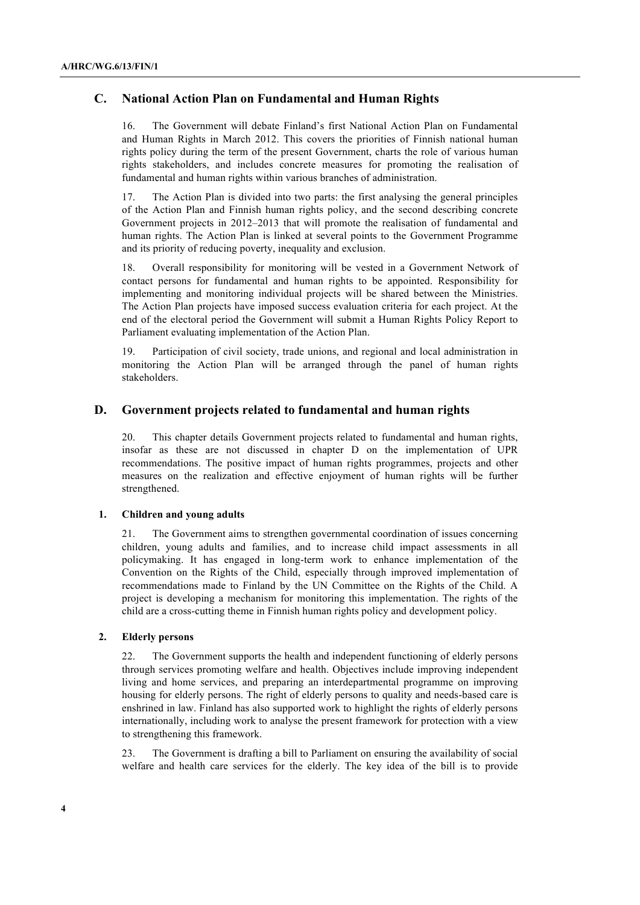## C. National Action Plan on Fundamental and Human Rights

16. The Government will debate Finland's first National Action Plan on Fundamental and Human Rights in March 2012. This covers the priorities of Finnish national human rights policy during the term of the present Government, charts the role of various human rights stakeholders, and includes concrete measures for promoting the realisation of fundamental and human rights within various branches of administration.

17. The Action Plan is divided into two parts: the first analysing the general principles of the Action Plan and Finnish human rights policy, and the second describing concrete Government projects in 2012–2013 that will promote the realisation of fundamental and human rights. The Action Plan is linked at several points to the Government Programme and its priority of reducing poverty, inequality and exclusion.

18. Overall responsibility for monitoring will be vested in a Government Network of contact persons for fundamental and human rights to be appointed. Responsibility for implementing and monitoring individual projects will be shared between the Ministries. The Action Plan projects have imposed success evaluation criteria for each project. At the end of the electoral period the Government will submit a Human Rights Policy Report to Parliament evaluating implementation of the Action Plan.

19. Participation of civil society, trade unions, and regional and local administration in monitoring the Action Plan will be arranged through the panel of human rights stakeholders.

## D. Government projects related to fundamental and human rights

20. This chapter details Government projects related to fundamental and human rights, insofar as these are not discussed in chapter D on the implementation of UPR recommendations. The positive impact of human rights programmes, projects and other measures on the realization and effective enjoyment of human rights will be further strengthened.

### 1. Children and young adults

21. The Government aims to strengthen governmental coordination of issues concerning children, young adults and families, and to increase child impact assessments in all policymaking. It has engaged in long-term work to enhance implementation of the Convention on the Rights of the Child, especially through improved implementation of recommendations made to Finland by the UN Committee on the Rights of the Child. A project is developing a mechanism for monitoring this implementation. The rights of the child are a cross-cutting theme in Finnish human rights policy and development policy.

### 2. Elderly persons

22. The Government supports the health and independent functioning of elderly persons through services promoting welfare and health. Objectives include improving independent living and home services, and preparing an interdepartmental programme on improving housing for elderly persons. The right of elderly persons to quality and needs-based care is enshrined in law. Finland has also supported work to highlight the rights of elderly persons internationally, including work to analyse the present framework for protection with a view to strengthening this framework.

23. The Government is drafting a bill to Parliament on ensuring the availability of social welfare and health care services for the elderly. The key idea of the bill is to provide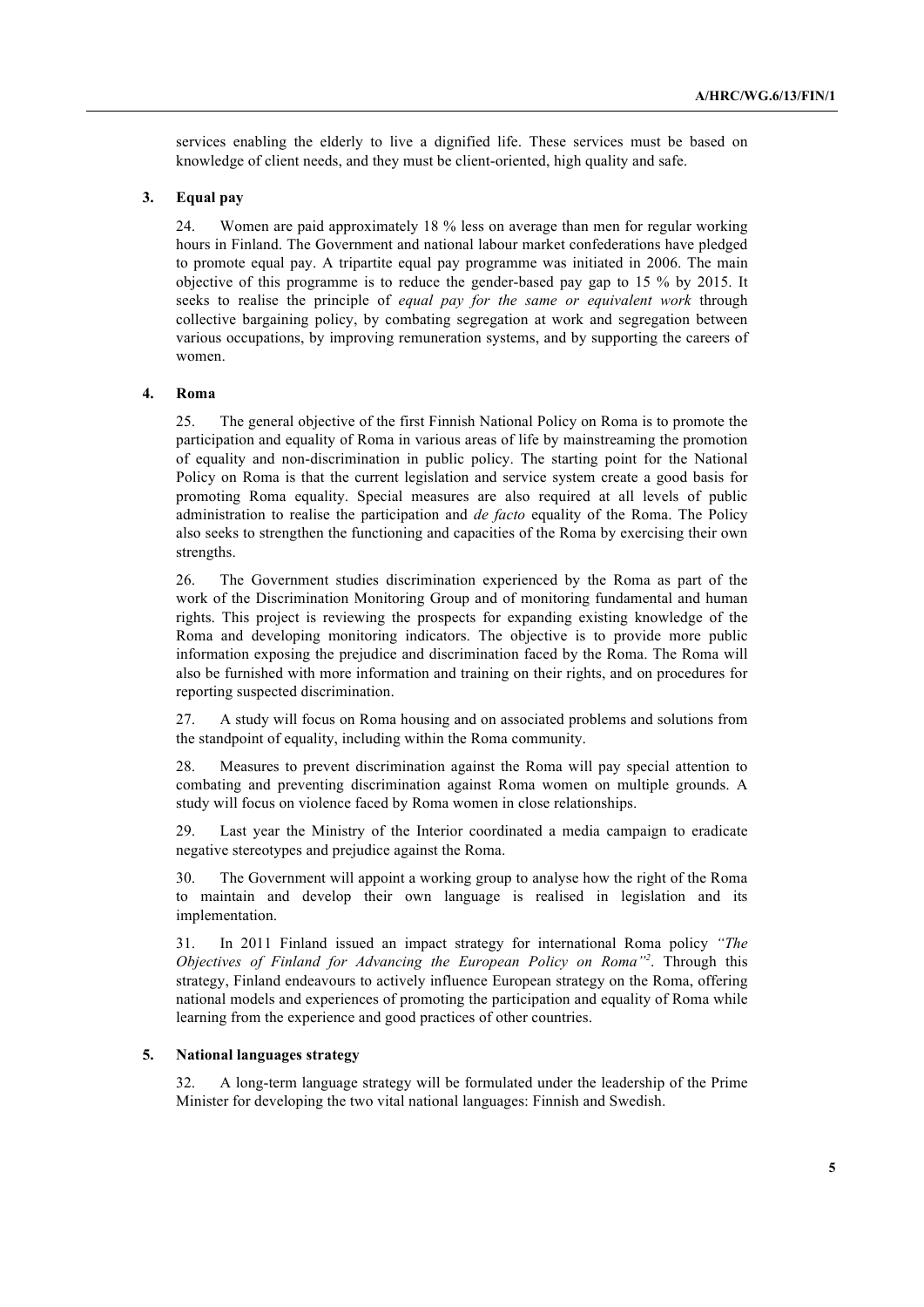services enabling the elderly to live a dignified life. These services must be based on knowledge of client needs, and they must be client-oriented, high quality and safe.

### 3. Equal pay

24. Women are paid approximately 18 % less on average than men for regular working hours in Finland. The Government and national labour market confederations have pledged to promote equal pay. A tripartite equal pay programme was initiated in 2006. The main objective of this programme is to reduce the gender-based pay gap to 15 % by 2015. It seeks to realise the principle of *equal pay for the same or equivalent work* through collective bargaining policy, by combating segregation at work and segregation between various occupations, by improving remuneration systems, and by supporting the careers of women.

### 4. Roma

25. The general objective of the first Finnish National Policy on Roma is to promote the participation and equality of Roma in various areas of life by mainstreaming the promotion of equality and non-discrimination in public policy. The starting point for the National Policy on Roma is that the current legislation and service system create a good basis for promoting Roma equality. Special measures are also required at all levels of public administration to realise the participation and *de facto* equality of the Roma. The Policy also seeks to strengthen the functioning and capacities of the Roma by exercising their own strengths.

26. The Government studies discrimination experienced by the Roma as part of the work of the Discrimination Monitoring Group and of monitoring fundamental and human rights. This project is reviewing the prospects for expanding existing knowledge of the Roma and developing monitoring indicators. The objective is to provide more public information exposing the prejudice and discrimination faced by the Roma. The Roma will also be furnished with more information and training on their rights, and on procedures for reporting suspected discrimination.

27. A study will focus on Roma housing and on associated problems and solutions from the standpoint of equality, including within the Roma community.

28. Measures to prevent discrimination against the Roma will pay special attention to combating and preventing discrimination against Roma women on multiple grounds. A study will focus on violence faced by Roma women in close relationships.

29. Last year the Ministry of the Interior coordinated a media campaign to eradicate negative stereotypes and prejudice against the Roma.

30. The Government will appoint a working group to analyse how the right of the Roma to maintain and develop their own language is realised in legislation and its implementation.

31. In 2011 Finland issued an impact strategy for international Roma policy *"The Objectives of Finland for Advancing the European Policy on Roma"*[2]. Through this strategy, Finland endeavours to actively influence European strategy on the Roma, offering national models and experiences of promoting the participation and equality of Roma while learning from the experience and good practices of other countries.

### 5. National languages strategy

32. A long-term language strategy will be formulated under the leadership of the Prime Minister for developing the two vital national languages: Finnish and Swedish.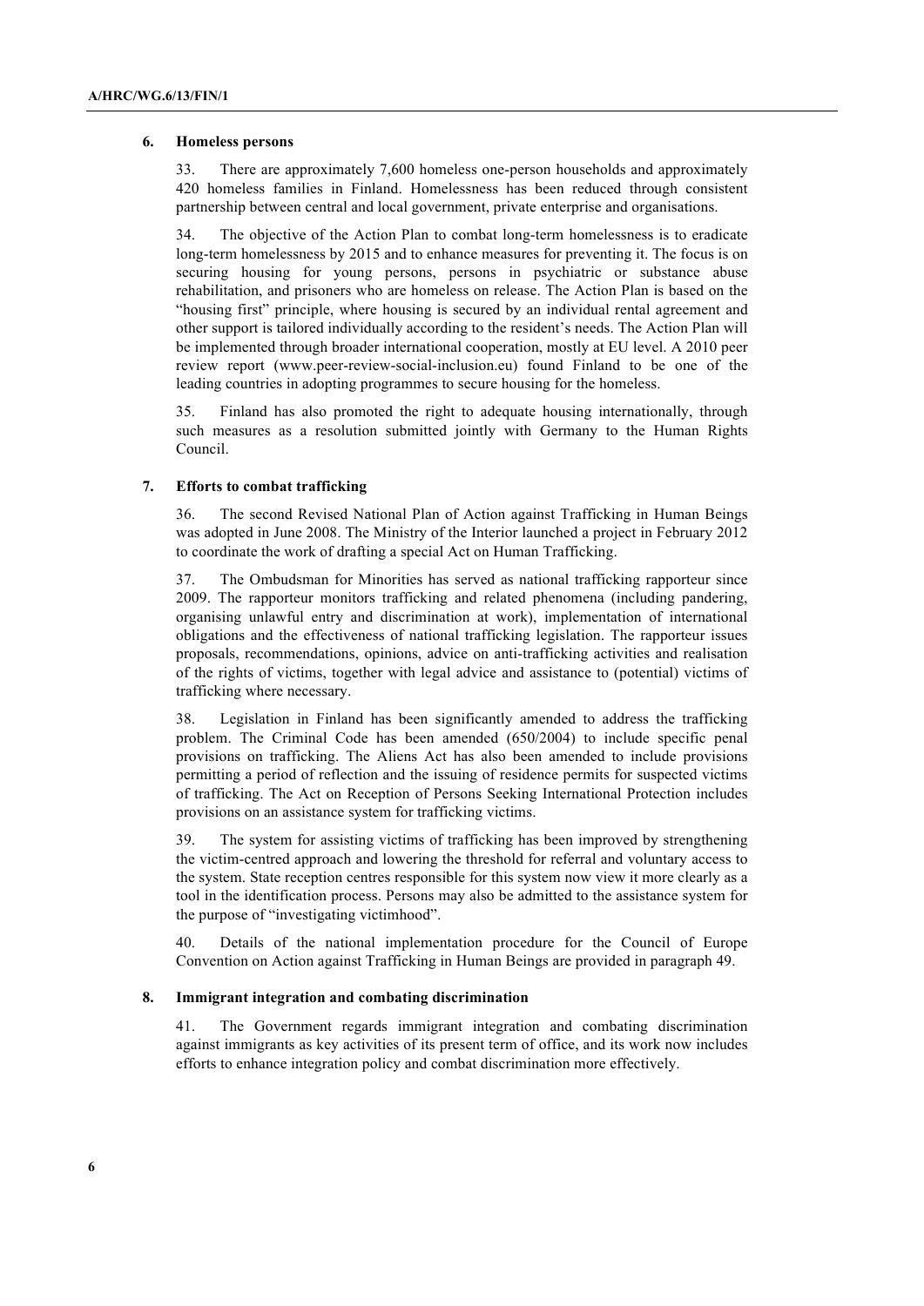### 6. Homeless persons

33. There are approximately 7,600 homeless one-person households and approximately 420 homeless families in Finland. Homelessness has been reduced through consistent partnership between central and local government, private enterprise and organisations.

34. The objective of the Action Plan to combat long-term homelessness is to eradicate long-term homelessness by 2015 and to enhance measures for preventing it. The focus is on securing housing for young persons, persons in psychiatric or substance abuse rehabilitation, and prisoners who are homeless on release. The Action Plan is based on the "housing first" principle, where housing is secured by an individual rental agreement and other support is tailored individually according to the resident's needs. The Action Plan will be implemented through broader international cooperation, mostly at EU level. A 2010 peer review report (www.peer-review-social-inclusion.eu) found Finland to be one of the leading countries in adopting programmes to secure housing for the homeless.

35. Finland has also promoted the right to adequate housing internationally, through such measures as a resolution submitted jointly with Germany to the Human Rights Council.

### 7. Efforts to combat trafficking

36. The second Revised National Plan of Action against Trafficking in Human Beings was adopted in June 2008. The Ministry of the Interior launched a project in February 2012 to coordinate the work of drafting a special Act on Human Trafficking.

37. The Ombudsman for Minorities has served as national trafficking rapporteur since 2009. The rapporteur monitors trafficking and related phenomena (including pandering, organising unlawful entry and discrimination at work), implementation of international obligations and the effectiveness of national trafficking legislation. The rapporteur issues proposals, recommendations, opinions, advice on anti-trafficking activities and realisation of the rights of victims, together with legal advice and assistance to (potential) victims of trafficking where necessary.

38. Legislation in Finland has been significantly amended to address the trafficking problem. The Criminal Code has been amended (650/2004) to include specific penal provisions on trafficking. The Aliens Act has also been amended to include provisions permitting a period of reflection and the issuing of residence permits for suspected victims of trafficking. The Act on Reception of Persons Seeking International Protection includes provisions on an assistance system for trafficking victims.

39. The system for assisting victims of trafficking has been improved by strengthening the victim-centred approach and lowering the threshold for referral and voluntary access to the system. State reception centres responsible for this system now view it more clearly as a tool in the identification process. Persons may also be admitted to the assistance system for the purpose of "investigating victimhood".

40. Details of the national implementation procedure for the Council of Europe Convention on Action against Trafficking in Human Beings are provided in paragraph 49.

### 8. Immigrant integration and combating discrimination

41. The Government regards immigrant integration and combating discrimination against immigrants as key activities of its present term of office, and its work now includes efforts to enhance integration policy and combat discrimination more effectively.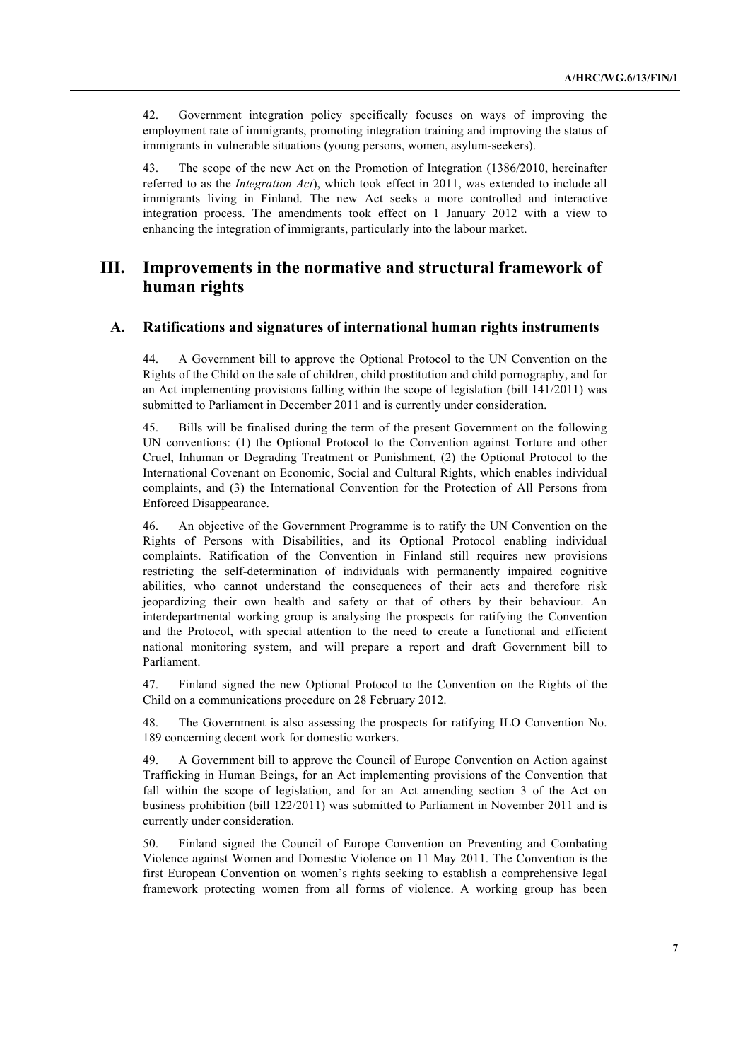42. Government integration policy specifically focuses on ways of improving the employment rate of immigrants, promoting integration training and improving the status of immigrants in vulnerable situations (young persons, women, asylum-seekers).

43. The scope of the new Act on the Promotion of Integration (1386/2010, hereinafter referred to as the *Integration Act*), which took effect in 2011, was extended to include all immigrants living in Finland. The new Act seeks a more controlled and interactive integration process. The amendments took effect on 1 January 2012 with a view to enhancing the integration of immigrants, particularly into the labour market.

# III. Improvements in the normative and structural framework of human rights

## A. Ratifications and signatures of international human rights instruments

44. A Government bill to approve the Optional Protocol to the UN Convention on the Rights of the Child on the sale of children, child prostitution and child pornography, and for an Act implementing provisions falling within the scope of legislation (bill 141/2011) was submitted to Parliament in December 2011 and is currently under consideration.

45. Bills will be finalised during the term of the present Government on the following UN conventions: (1) the Optional Protocol to the Convention against Torture and other Cruel, Inhuman or Degrading Treatment or Punishment, (2) the Optional Protocol to the International Covenant on Economic, Social and Cultural Rights, which enables individual complaints, and (3) the International Convention for the Protection of All Persons from Enforced Disappearance.

46. An objective of the Government Programme is to ratify the UN Convention on the Rights of Persons with Disabilities, and its Optional Protocol enabling individual complaints. Ratification of the Convention in Finland still requires new provisions restricting the self-determination of individuals with permanently impaired cognitive abilities, who cannot understand the consequences of their acts and therefore risk jeopardizing their own health and safety or that of others by their behaviour. An interdepartmental working group is analysing the prospects for ratifying the Convention and the Protocol, with special attention to the need to create a functional and efficient national monitoring system, and will prepare a report and draft Government bill to Parliament.

47. Finland signed the new Optional Protocol to the Convention on the Rights of the Child on a communications procedure on 28 February 2012.

48. The Government is also assessing the prospects for ratifying ILO Convention No. 189 concerning decent work for domestic workers.

49. A Government bill to approve the Council of Europe Convention on Action against Trafficking in Human Beings, for an Act implementing provisions of the Convention that fall within the scope of legislation, and for an Act amending section 3 of the Act on business prohibition (bill 122/2011) was submitted to Parliament in November 2011 and is currently under consideration.

50. Finland signed the Council of Europe Convention on Preventing and Combating Violence against Women and Domestic Violence on 11 May 2011. The Convention is the first European Convention on women's rights seeking to establish a comprehensive legal framework protecting women from all forms of violence. A working group has been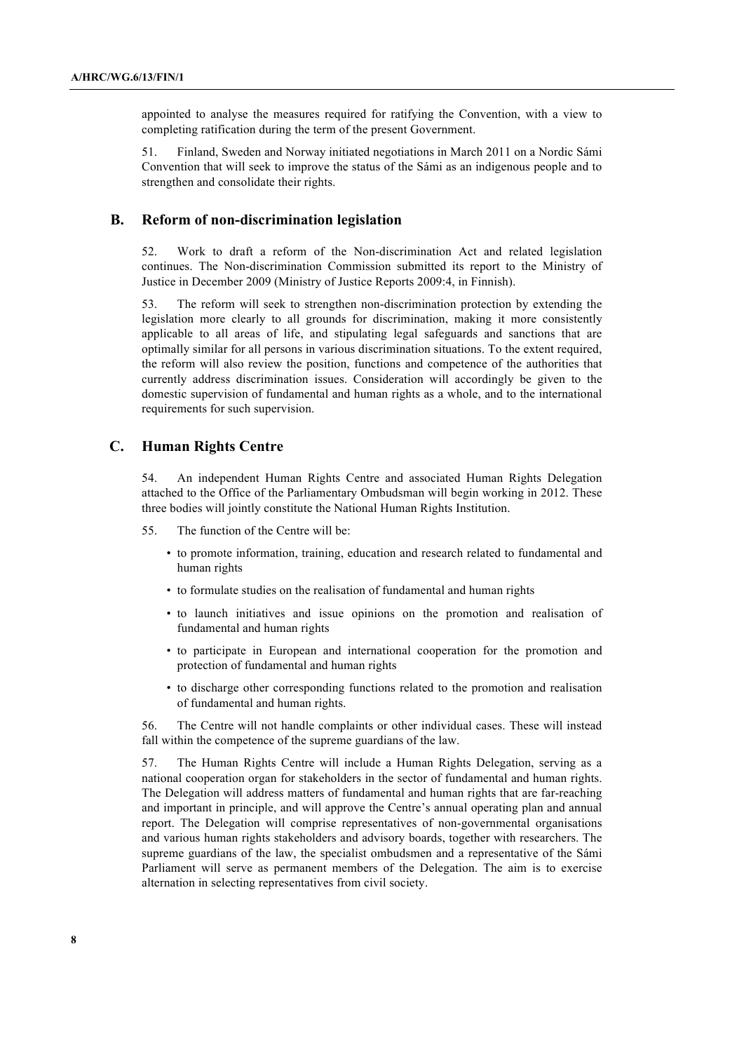appointed to analyse the measures required for ratifying the Convention, with a view to completing ratification during the term of the present Government.

51. Finland, Sweden and Norway initiated negotiations in March 2011 on a Nordic Sámi Convention that will seek to improve the status of the Sámi as an indigenous people and to strengthen and consolidate their rights.

## B. Reform of non-discrimination legislation

52. Work to draft a reform of the Non-discrimination Act and related legislation continues. The Non-discrimination Commission submitted its report to the Ministry of Justice in December 2009 (Ministry of Justice Reports 2009:4, in Finnish).

53. The reform will seek to strengthen non-discrimination protection by extending the legislation more clearly to all grounds for discrimination, making it more consistently applicable to all areas of life, and stipulating legal safeguards and sanctions that are optimally similar for all persons in various discrimination situations. To the extent required, the reform will also review the position, functions and competence of the authorities that currently address discrimination issues. Consideration will accordingly be given to the domestic supervision of fundamental and human rights as a whole, and to the international requirements for such supervision.

## C. Human Rights Centre

54. An independent Human Rights Centre and associated Human Rights Delegation attached to the Office of the Parliamentary Ombudsman will begin working in 2012. These three bodies will jointly constitute the National Human Rights Institution.

55. The function of the Centre will be:

- to promote information, training, education and research related to fundamental and human rights
- to formulate studies on the realisation of fundamental and human rights
- to launch initiatives and issue opinions on the promotion and realisation of fundamental and human rights
- to participate in European and international cooperation for the promotion and protection of fundamental and human rights
- to discharge other corresponding functions related to the promotion and realisation of fundamental and human rights.

56. The Centre will not handle complaints or other individual cases. These will instead fall within the competence of the supreme guardians of the law.

57. The Human Rights Centre will include a Human Rights Delegation, serving as a national cooperation organ for stakeholders in the sector of fundamental and human rights. The Delegation will address matters of fundamental and human rights that are far-reaching and important in principle, and will approve the Centre's annual operating plan and annual report. The Delegation will comprise representatives of non-governmental organisations and various human rights stakeholders and advisory boards, together with researchers. The supreme guardians of the law, the specialist ombudsmen and a representative of the Sámi Parliament will serve as permanent members of the Delegation. The aim is to exercise alternation in selecting representatives from civil society.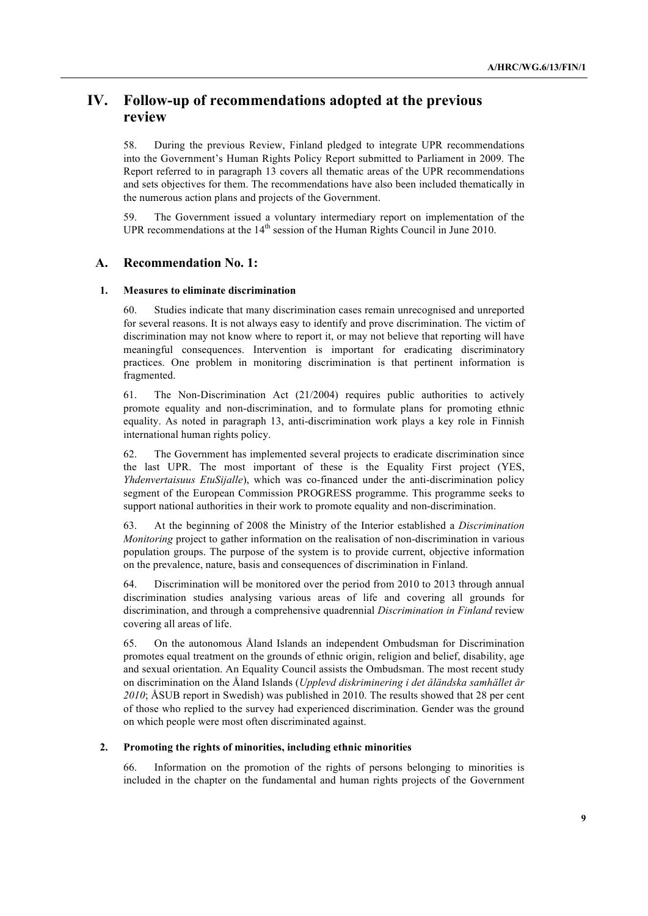# IV. Follow-up of recommendations adopted at the previous review

58. During the previous Review, Finland pledged to integrate UPR recommendations into the Government's Human Rights Policy Report submitted to Parliament in 2009. The Report referred to in paragraph 13 covers all thematic areas of the UPR recommendations and sets objectives for them. The recommendations have also been included thematically in the numerous action plans and projects of the Government.

59. The Government issued a voluntary intermediary report on implementation of the UPR recommendations at the 14th session of the Human Rights Council in June 2010.

## A. Recommendation No. 1:

### 1. Measures to eliminate discrimination

60. Studies indicate that many discrimination cases remain unrecognised and unreported for several reasons. It is not always easy to identify and prove discrimination. The victim of discrimination may not know where to report it, or may not believe that reporting will have meaningful consequences. Intervention is important for eradicating discriminatory practices. One problem in monitoring discrimination is that pertinent information is fragmented.

61. The Non-Discrimination Act (21/2004) requires public authorities to actively promote equality and non-discrimination, and to formulate plans for promoting ethnic equality. As noted in paragraph 13, anti-discrimination work plays a key role in Finnish international human rights policy.

62. The Government has implemented several projects to eradicate discrimination since the last UPR. The most important of these is the Equality First project (YES, *Yhdenvertaisuus EtuSijalle*), which was co-financed under the anti-discrimination policy segment of the European Commission PROGRESS programme. This programme seeks to support national authorities in their work to promote equality and non-discrimination.

63. At the beginning of 2008 the Ministry of the Interior established a *Discrimination Monitoring* project to gather information on the realisation of non-discrimination in various population groups. The purpose of the system is to provide current, objective information on the prevalence, nature, basis and consequences of discrimination in Finland.

64. Discrimination will be monitored over the period from 2010 to 2013 through annual discrimination studies analysing various areas of life and covering all grounds for discrimination, and through a comprehensive quadrennial *Discrimination in Finland* review covering all areas of life.

65. On the autonomous Åland Islands an independent Ombudsman for Discrimination promotes equal treatment on the grounds of ethnic origin, religion and belief, disability, age and sexual orientation. An Equality Council assists the Ombudsman. The most recent study on discrimination on the Åland Islands (*Upplevd diskriminering i det åländska samhället år 2010*; ÅSUB report in Swedish) was published in 2010. The results showed that 28 per cent of those who replied to the survey had experienced discrimination. Gender was the ground on which people were most often discriminated against.

### 2. Promoting the rights of minorities, including ethnic minorities

66. Information on the promotion of the rights of persons belonging to minorities is included in the chapter on the fundamental and human rights projects of the Government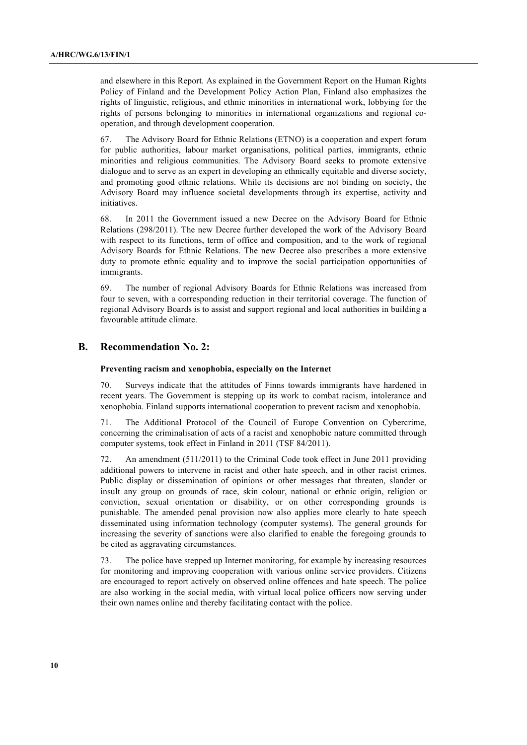and elsewhere in this Report. As explained in the Government Report on the Human Rights Policy of Finland and the Development Policy Action Plan, Finland also emphasizes the rights of linguistic, religious, and ethnic minorities in international work, lobbying for the rights of persons belonging to minorities in international organizations and regional co-operation, and through development cooperation.

67. The Advisory Board for Ethnic Relations (ETNO) is a cooperation and expert forum for public authorities, labour market organisations, political parties, immigrants, ethnic minorities and religious communities. The Advisory Board seeks to promote extensive dialogue and to serve as an expert in developing an ethnically equitable and diverse society, and promoting good ethnic relations. While its decisions are not binding on society, the Advisory Board may influence societal developments through its expertise, activity and initiatives.

68. In 2011 the Government issued a new Decree on the Advisory Board for Ethnic Relations (298/2011). The new Decree further developed the work of the Advisory Board with respect to its functions, term of office and composition, and to the work of regional Advisory Boards for Ethnic Relations. The new Decree also prescribes a more extensive duty to promote ethnic equality and to improve the social participation opportunities of immigrants.

69. The number of regional Advisory Boards for Ethnic Relations was increased from four to seven, with a corresponding reduction in their territorial coverage. The function of regional Advisory Boards is to assist and support regional and local authorities in building a favourable attitude climate.

## B. Recommendation No. 2:

#### Preventing racism and xenophobia, especially on the Internet

70. Surveys indicate that the attitudes of Finns towards immigrants have hardened in recent years. The Government is stepping up its work to combat racism, intolerance and xenophobia. Finland supports international cooperation to prevent racism and xenophobia.

71. The Additional Protocol of the Council of Europe Convention on Cybercrime, concerning the criminalisation of acts of a racist and xenophobic nature committed through computer systems, took effect in Finland in 2011 (TSF 84/2011).

72. An amendment (511/2011) to the Criminal Code took effect in June 2011 providing additional powers to intervene in racist and other hate speech, and in other racist crimes. Public display or dissemination of opinions or other messages that threaten, slander or insult any group on grounds of race, skin colour, national or ethnic origin, religion or conviction, sexual orientation or disability, or on other corresponding grounds is punishable. The amended penal provision now also applies more clearly to hate speech disseminated using information technology (computer systems). The general grounds for increasing the severity of sanctions were also clarified to enable the foregoing grounds to be cited as aggravating circumstances.

73. The police have stepped up Internet monitoring, for example by increasing resources for monitoring and improving cooperation with various online service providers. Citizens are encouraged to report actively on observed online offences and hate speech. The police are also working in the social media, with virtual local police officers now serving under their own names online and thereby facilitating contact with the police.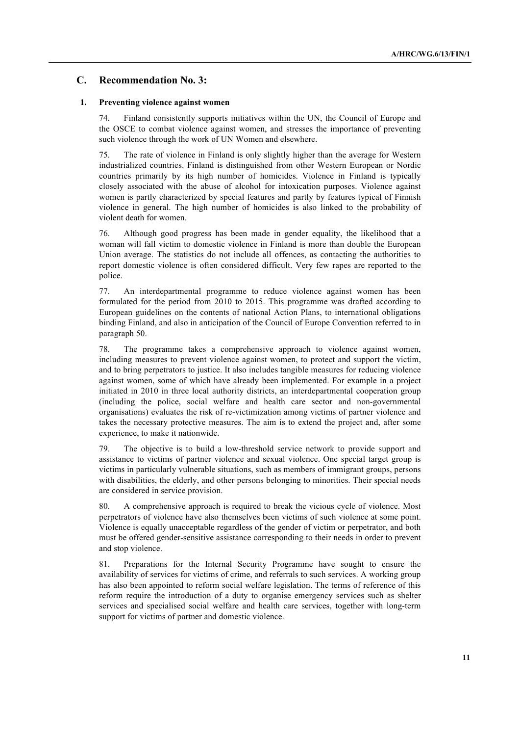## C. Recommendation No. 3:

### 1. Preventing violence against women

74. Finland consistently supports initiatives within the UN, the Council of Europe and the OSCE to combat violence against women, and stresses the importance of preventing such violence through the work of UN Women and elsewhere.

75. The rate of violence in Finland is only slightly higher than the average for Western industrialized countries. Finland is distinguished from other Western European or Nordic countries primarily by its high number of homicides. Violence in Finland is typically closely associated with the abuse of alcohol for intoxication purposes. Violence against women is partly characterized by special features and partly by features typical of Finnish violence in general. The high number of homicides is also linked to the probability of violent death for women.

76. Although good progress has been made in gender equality, the likelihood that a woman will fall victim to domestic violence in Finland is more than double the European Union average. The statistics do not include all offences, as contacting the authorities to report domestic violence is often considered difficult. Very few rapes are reported to the police.

77. An interdepartmental programme to reduce violence against women has been formulated for the period from 2010 to 2015. This programme was drafted according to European guidelines on the contents of national Action Plans, to international obligations binding Finland, and also in anticipation of the Council of Europe Convention referred to in paragraph 50.

78. The programme takes a comprehensive approach to violence against women, including measures to prevent violence against women, to protect and support the victim, and to bring perpetrators to justice. It also includes tangible measures for reducing violence against women, some of which have already been implemented. For example in a project initiated in 2010 in three local authority districts, an interdepartmental cooperation group (including the police, social welfare and health care sector and non-governmental organisations) evaluates the risk of re-victimization among victims of partner violence and takes the necessary protective measures. The aim is to extend the project and, after some experience, to make it nationwide.

79. The objective is to build a low-threshold service network to provide support and assistance to victims of partner violence and sexual violence. One special target group is victims in particularly vulnerable situations, such as members of immigrant groups, persons with disabilities, the elderly, and other persons belonging to minorities. Their special needs are considered in service provision.

80. A comprehensive approach is required to break the vicious cycle of violence. Most perpetrators of violence have also themselves been victims of such violence at some point. Violence is equally unacceptable regardless of the gender of victim or perpetrator, and both must be offered gender-sensitive assistance corresponding to their needs in order to prevent and stop violence.

81. Preparations for the Internal Security Programme have sought to ensure the availability of services for victims of crime, and referrals to such services. A working group has also been appointed to reform social welfare legislation. The terms of reference of this reform require the introduction of a duty to organise emergency services such as shelter services and specialised social welfare and health care services, together with long-term support for victims of partner and domestic violence.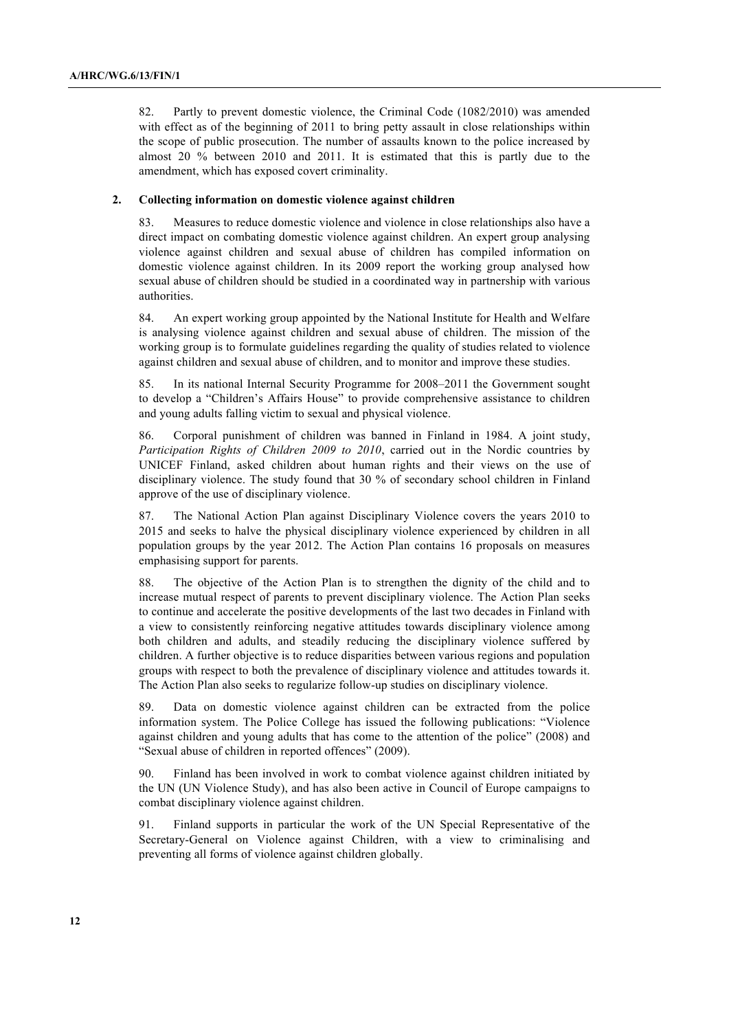82. Partly to prevent domestic violence, the Criminal Code (1082/2010) was amended with effect as of the beginning of 2011 to bring petty assault in close relationships within the scope of public prosecution. The number of assaults known to the police increased by almost 20 % between 2010 and 2011. It is estimated that this is partly due to the amendment, which has exposed covert criminality.

### 2. Collecting information on domestic violence against children

83. Measures to reduce domestic violence and violence in close relationships also have a direct impact on combating domestic violence against children. An expert group analysing violence against children and sexual abuse of children has compiled information on domestic violence against children. In its 2009 report the working group analysed how sexual abuse of children should be studied in a coordinated way in partnership with various authorities.

84. An expert working group appointed by the National Institute for Health and Welfare is analysing violence against children and sexual abuse of children. The mission of the working group is to formulate guidelines regarding the quality of studies related to violence against children and sexual abuse of children, and to monitor and improve these studies.

85. In its national Internal Security Programme for 2008–2011 the Government sought to develop a "Children's Affairs House" to provide comprehensive assistance to children and young adults falling victim to sexual and physical violence.

86. Corporal punishment of children was banned in Finland in 1984. A joint study, *Participation Rights of Children 2009 to 2010*, carried out in the Nordic countries by UNICEF Finland, asked children about human rights and their views on the use of disciplinary violence. The study found that 30 % of secondary school children in Finland approve of the use of disciplinary violence.

87. The National Action Plan against Disciplinary Violence covers the years 2010 to 2015 and seeks to halve the physical disciplinary violence experienced by children in all population groups by the year 2012. The Action Plan contains 16 proposals on measures emphasising support for parents.

88. The objective of the Action Plan is to strengthen the dignity of the child and to increase mutual respect of parents to prevent disciplinary violence. The Action Plan seeks to continue and accelerate the positive developments of the last two decades in Finland with a view to consistently reinforcing negative attitudes towards disciplinary violence among both children and adults, and steadily reducing the disciplinary violence suffered by children. A further objective is to reduce disparities between various regions and population groups with respect to both the prevalence of disciplinary violence and attitudes towards it. The Action Plan also seeks to regularize follow-up studies on disciplinary violence.

89. Data on domestic violence against children can be extracted from the police information system. The Police College has issued the following publications: "Violence against children and young adults that has come to the attention of the police" (2008) and "Sexual abuse of children in reported offences" (2009).

90. Finland has been involved in work to combat violence against children initiated by the UN (UN Violence Study), and has also been active in Council of Europe campaigns to combat disciplinary violence against children.

91. Finland supports in particular the work of the UN Special Representative of the Secretary-General on Violence against Children, with a view to criminalising and preventing all forms of violence against children globally.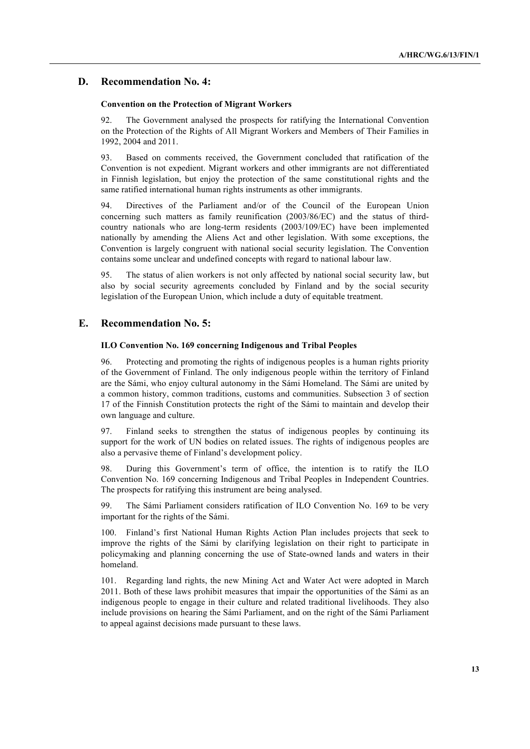## D. Recommendation No. 4:

**Convention on the Protection of Migrant Workers**

92. The Government analysed the prospects for ratifying the International Convention on the Protection of the Rights of All Migrant Workers and Members of Their Families in 1992, 2004 and 2011.

93. Based on comments received, the Government concluded that ratification of the Convention is not expedient. Migrant workers and other immigrants are not differentiated in Finnish legislation, but enjoy the protection of the same constitutional rights and the same ratified international human rights instruments as other immigrants.

94. Directives of the Parliament and/or of the Council of the European Union concerning such matters as family reunification (2003/86/EC) and the status of third-country nationals who are long-term residents (2003/109/EC) have been implemented nationally by amending the Aliens Act and other legislation. With some exceptions, the Convention is largely congruent with national social security legislation. The Convention contains some unclear and undefined concepts with regard to national labour law.

95. The status of alien workers is not only affected by national social security law, but also by social security agreements concluded by Finland and by the social security legislation of the European Union, which include a duty of equitable treatment.

## E. Recommendation No. 5:

**ILO Convention No. 169 concerning Indigenous and Tribal Peoples**

96. Protecting and promoting the rights of indigenous peoples is a human rights priority of the Government of Finland. The only indigenous people within the territory of Finland are the Sámi, who enjoy cultural autonomy in the Sámi Homeland. The Sámi are united by a common history, common traditions, customs and communities. Subsection 3 of section 17 of the Finnish Constitution protects the right of the Sámi to maintain and develop their own language and culture.

97. Finland seeks to strengthen the status of indigenous peoples by continuing its support for the work of UN bodies on related issues. The rights of indigenous peoples are also a pervasive theme of Finland's development policy.

98. During this Government's term of office, the intention is to ratify the ILO Convention No. 169 concerning Indigenous and Tribal Peoples in Independent Countries. The prospects for ratifying this instrument are being analysed.

99. The Sámi Parliament considers ratification of ILO Convention No. 169 to be very important for the rights of the Sámi.

100. Finland's first National Human Rights Action Plan includes projects that seek to improve the rights of the Sámi by clarifying legislation on their right to participate in policymaking and planning concerning the use of State-owned lands and waters in their homeland.

101. Regarding land rights, the new Mining Act and Water Act were adopted in March 2011. Both of these laws prohibit measures that impair the opportunities of the Sámi as an indigenous people to engage in their culture and related traditional livelihoods. They also include provisions on hearing the Sámi Parliament, and on the right of the Sámi Parliament to appeal against decisions made pursuant to these laws.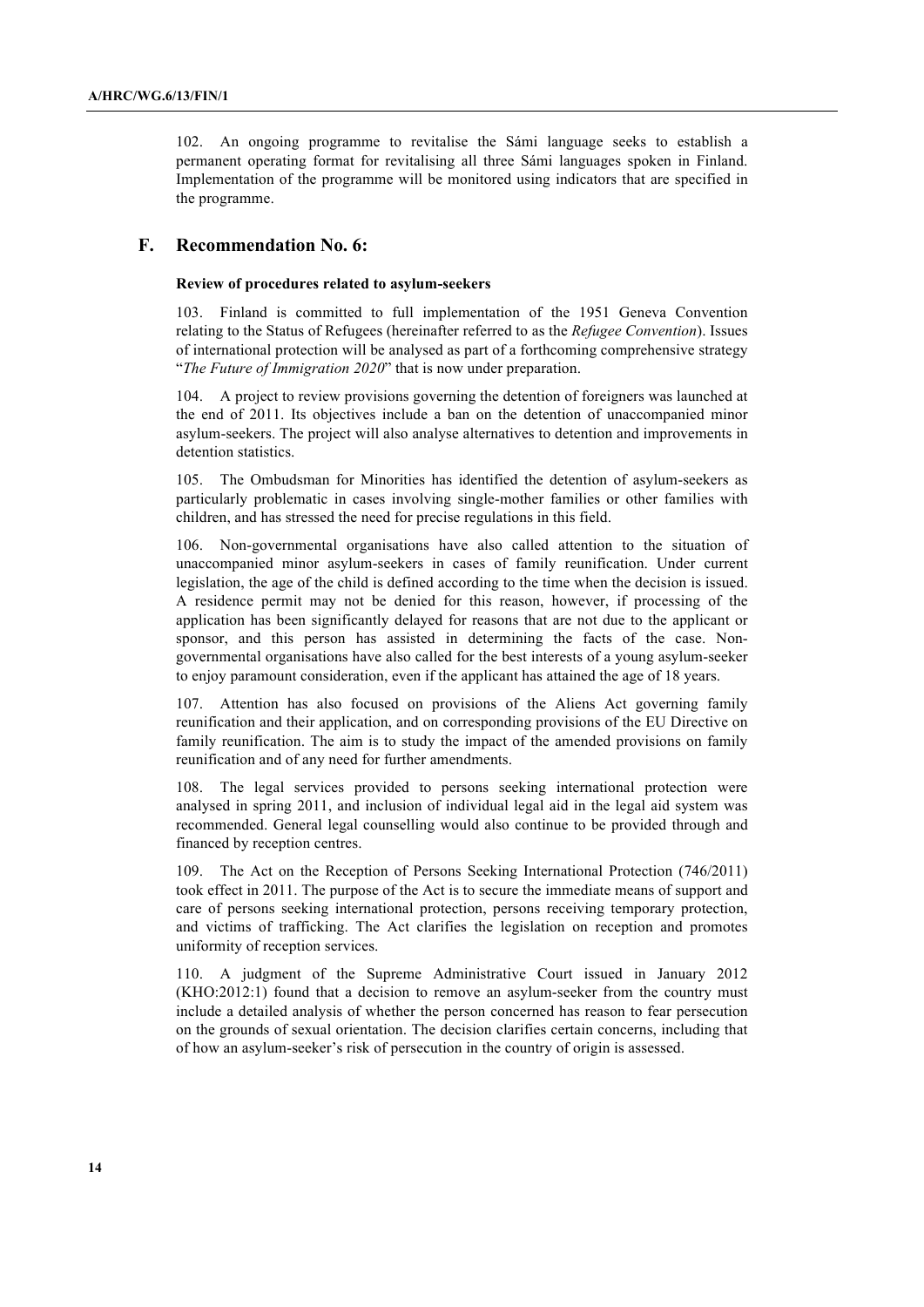102. An ongoing programme to revitalise the Sámi language seeks to establish a permanent operating format for revitalising all three Sámi languages spoken in Finland. Implementation of the programme will be monitored using indicators that are specified in the programme.

## F. Recommendation No. 6:

### Review of procedures related to asylum-seekers

103. Finland is committed to full implementation of the 1951 Geneva Convention relating to the Status of Refugees (hereinafter referred to as the *Refugee Convention*). Issues of international protection will be analysed as part of a forthcoming comprehensive strategy "*The Future of Immigration 2020*" that is now under preparation.

104. A project to review provisions governing the detention of foreigners was launched at the end of 2011. Its objectives include a ban on the detention of unaccompanied minor asylum-seekers. The project will also analyse alternatives to detention and improvements in detention statistics.

105. The Ombudsman for Minorities has identified the detention of asylum-seekers as particularly problematic in cases involving single-mother families or other families with children, and has stressed the need for precise regulations in this field.

106. Non-governmental organisations have also called attention to the situation of unaccompanied minor asylum-seekers in cases of family reunification. Under current legislation, the age of the child is defined according to the time when the decision is issued. A residence permit may not be denied for this reason, however, if processing of the application has been significantly delayed for reasons that are not due to the applicant or sponsor, and this person has assisted in determining the facts of the case. Non-governmental organisations have also called for the best interests of a young asylum-seeker to enjoy paramount consideration, even if the applicant has attained the age of 18 years.

107. Attention has also focused on provisions of the Aliens Act governing family reunification and their application, and on corresponding provisions of the EU Directive on family reunification. The aim is to study the impact of the amended provisions on family reunification and of any need for further amendments.

108. The legal services provided to persons seeking international protection were analysed in spring 2011, and inclusion of individual legal aid in the legal aid system was recommended. General legal counselling would also continue to be provided through and financed by reception centres.

109. The Act on the Reception of Persons Seeking International Protection (746/2011) took effect in 2011. The purpose of the Act is to secure the immediate means of support and care of persons seeking international protection, persons receiving temporary protection, and victims of trafficking. The Act clarifies the legislation on reception and promotes uniformity of reception services.

110. A judgment of the Supreme Administrative Court issued in January 2012 (KHO:2012:1) found that a decision to remove an asylum-seeker from the country must include a detailed analysis of whether the person concerned has reason to fear persecution on the grounds of sexual orientation. The decision clarifies certain concerns, including that of how an asylum-seeker's risk of persecution in the country of origin is assessed.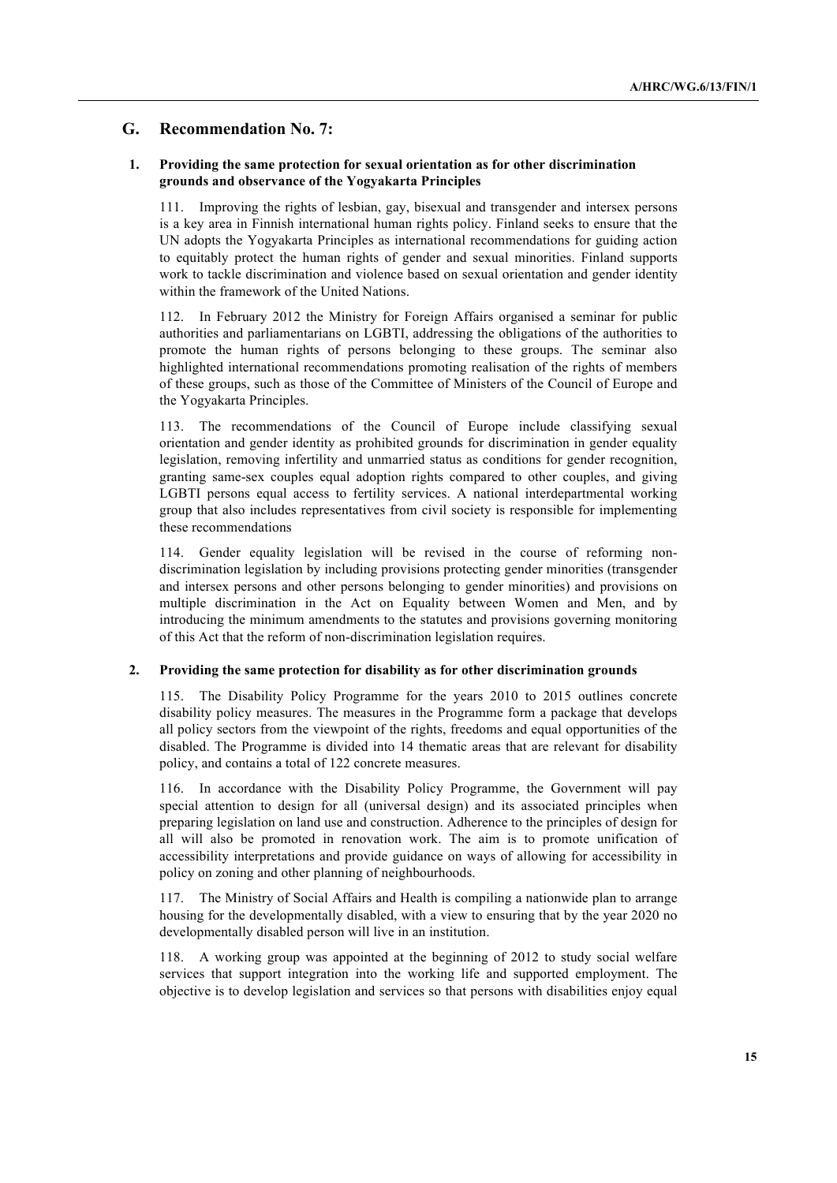## G. Recommendation No. 7:

### 1. Providing the same protection for sexual orientation as for other discrimination grounds and observance of the Yogyakarta Principles

111. Improving the rights of lesbian, gay, bisexual and transgender and intersex persons is a key area in Finnish international human rights policy. Finland seeks to ensure that the UN adopts the Yogyakarta Principles as international recommendations for guiding action to equitably protect the human rights of gender and sexual minorities. Finland supports work to tackle discrimination and violence based on sexual orientation and gender identity within the framework of the United Nations.

112. In February 2012 the Ministry for Foreign Affairs organised a seminar for public authorities and parliamentarians on LGBTI, addressing the obligations of the authorities to promote the human rights of persons belonging to these groups. The seminar also highlighted international recommendations promoting realisation of the rights of members of these groups, such as those of the Committee of Ministers of the Council of Europe and the Yogyakarta Principles.

113. The recommendations of the Council of Europe include classifying sexual orientation and gender identity as prohibited grounds for discrimination in gender equality legislation, removing infertility and unmarried status as conditions for gender recognition, granting same-sex couples equal adoption rights compared to other couples, and giving LGBTI persons equal access to fertility services. A national interdepartmental working group that also includes representatives from civil society is responsible for implementing these recommendations

114. Gender equality legislation will be revised in the course of reforming non-discrimination legislation by including provisions protecting gender minorities (transgender and intersex persons and other persons belonging to gender minorities) and provisions on multiple discrimination in the Act on Equality between Women and Men, and by introducing the minimum amendments to the statutes and provisions governing monitoring of this Act that the reform of non-discrimination legislation requires.

### 2. Providing the same protection for disability as for other discrimination grounds

115. The Disability Policy Programme for the years 2010 to 2015 outlines concrete disability policy measures. The measures in the Programme form a package that develops all policy sectors from the viewpoint of the rights, freedoms and equal opportunities of the disabled. The Programme is divided into 14 thematic areas that are relevant for disability policy, and contains a total of 122 concrete measures.

116. In accordance with the Disability Policy Programme, the Government will pay special attention to design for all (universal design) and its associated principles when preparing legislation on land use and construction. Adherence to the principles of design for all will also be promoted in renovation work. The aim is to promote unification of accessibility interpretations and provide guidance on ways of allowing for accessibility in policy on zoning and other planning of neighbourhoods.

117. The Ministry of Social Affairs and Health is compiling a nationwide plan to arrange housing for the developmentally disabled, with a view to ensuring that by the year 2020 no developmentally disabled person will live in an institution.

118. A working group was appointed at the beginning of 2012 to study social welfare services that support integration into the working life and supported employment. The objective is to develop legislation and services so that persons with disabilities enjoy equal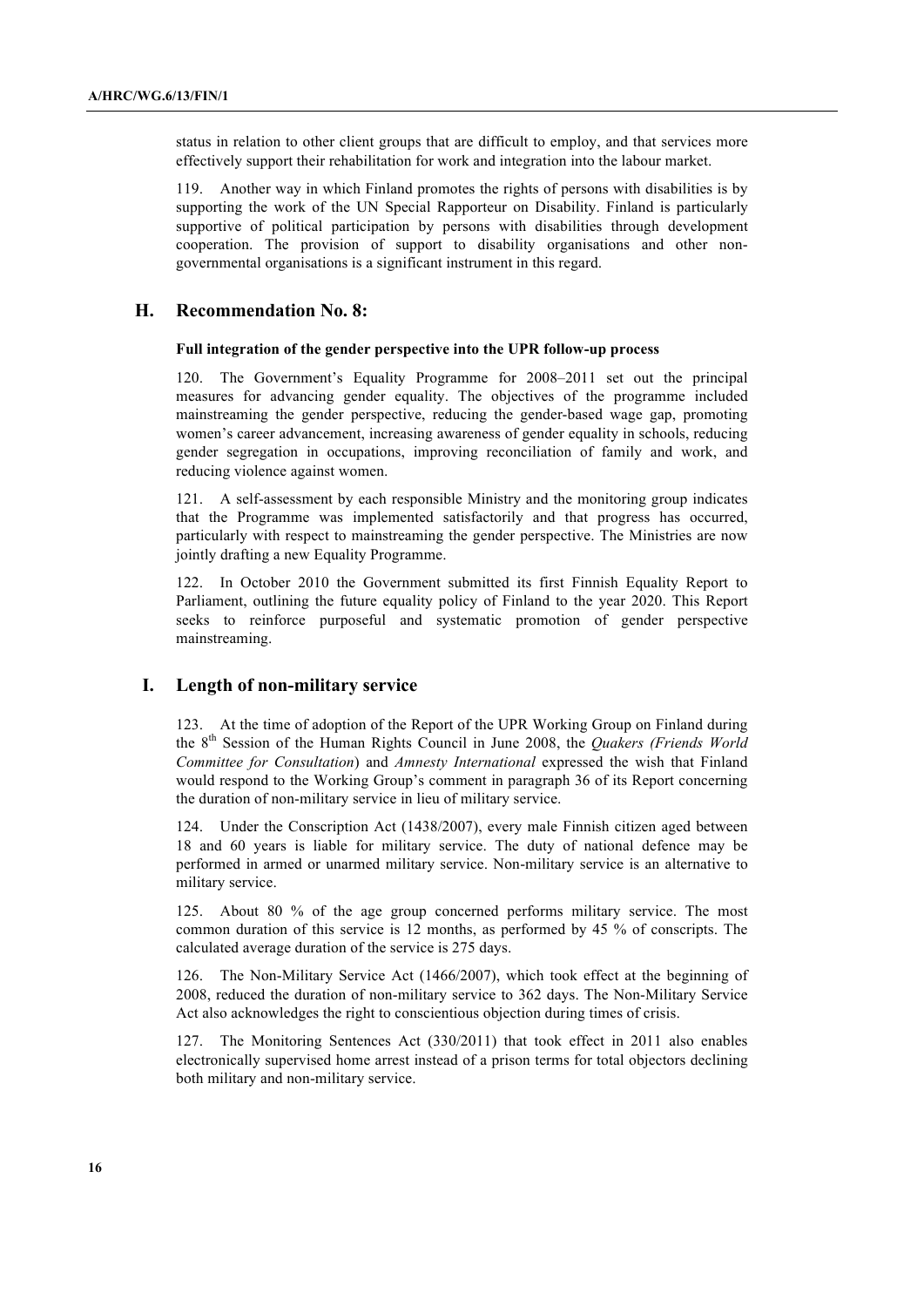status in relation to other client groups that are difficult to employ, and that services more effectively support their rehabilitation for work and integration into the labour market.

119. Another way in which Finland promotes the rights of persons with disabilities is by supporting the work of the UN Special Rapporteur on Disability. Finland is particularly supportive of political participation by persons with disabilities through development cooperation. The provision of support to disability organisations and other non-governmental organisations is a significant instrument in this regard.

## H. Recommendation No. 8:

**Full integration of the gender perspective into the UPR follow-up process**

120. The Government's Equality Programme for 2008–2011 set out the principal measures for advancing gender equality. The objectives of the programme included mainstreaming the gender perspective, reducing the gender-based wage gap, promoting women's career advancement, increasing awareness of gender equality in schools, reducing gender segregation in occupations, improving reconciliation of family and work, and reducing violence against women.

121. A self-assessment by each responsible Ministry and the monitoring group indicates that the Programme was implemented satisfactorily and that progress has occurred, particularly with respect to mainstreaming the gender perspective. The Ministries are now jointly drafting a new Equality Programme.

122. In October 2010 the Government submitted its first Finnish Equality Report to Parliament, outlining the future equality policy of Finland to the year 2020. This Report seeks to reinforce purposeful and systematic promotion of gender perspective mainstreaming.

## I. Length of non-military service

123. At the time of adoption of the Report of the UPR Working Group on Finland during the 8th Session of the Human Rights Council in June 2008, the *Quakers (Friends World Committee for Consultation)* and *Amnesty International* expressed the wish that Finland would respond to the Working Group's comment in paragraph 36 of its Report concerning the duration of non-military service in lieu of military service.

124. Under the Conscription Act (1438/2007), every male Finnish citizen aged between 18 and 60 years is liable for military service. The duty of national defence may be performed in armed or unarmed military service. Non-military service is an alternative to military service.

125. About 80 % of the age group concerned performs military service. The most common duration of this service is 12 months, as performed by 45 % of conscripts. The calculated average duration of the service is 275 days.

126. The Non-Military Service Act (1466/2007), which took effect at the beginning of 2008, reduced the duration of non-military service to 362 days. The Non-Military Service Act also acknowledges the right to conscientious objection during times of crisis.

127. The Monitoring Sentences Act (330/2011) that took effect in 2011 also enables electronically supervised home arrest instead of a prison terms for total objectors declining both military and non-military service.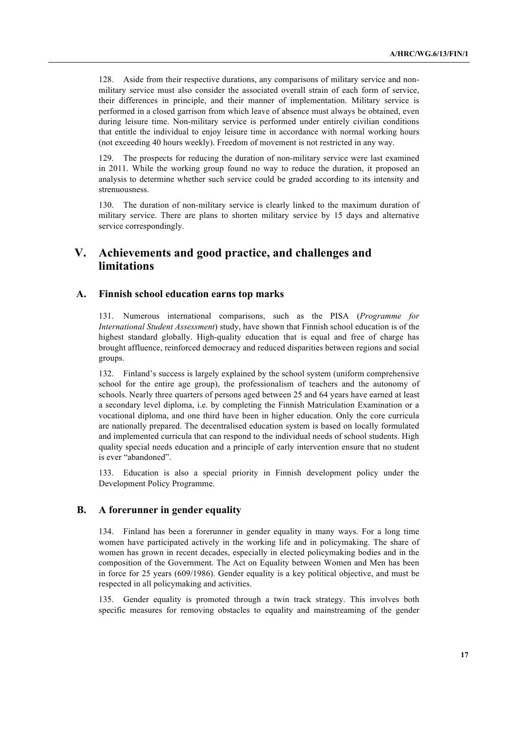128. Aside from their respective durations, any comparisons of military service and non-military service must also consider the associated overall strain of each form of service, their differences in principle, and their manner of implementation. Military service is performed in a closed garrison from which leave of absence must always be obtained, even during leisure time. Non-military service is performed under entirely civilian conditions that entitle the individual to enjoy leisure time in accordance with normal working hours (not exceeding 40 hours weekly). Freedom of movement is not restricted in any way.

129. The prospects for reducing the duration of non-military service were last examined in 2011. While the working group found no way to reduce the duration, it proposed an analysis to determine whether such service could be graded according to its intensity and strenuousness.

130. The duration of non-military service is clearly linked to the maximum duration of military service. There are plans to shorten military service by 15 days and alternative service correspondingly.

# V. Achievements and good practice, and challenges and limitations

## A. Finnish school education earns top marks

131. Numerous international comparisons, such as the PISA (*Programme for International Student Assessment*) study, have shown that Finnish school education is of the highest standard globally. High-quality education that is equal and free of charge has brought affluence, reinforced democracy and reduced disparities between regions and social groups.

132. Finland's success is largely explained by the school system (uniform comprehensive school for the entire age group), the professionalism of teachers and the autonomy of schools. Nearly three quarters of persons aged between 25 and 64 years have earned at least a secondary level diploma, i.e. by completing the Finnish Matriculation Examination or a vocational diploma, and one third have been in higher education. Only the core curricula are nationally prepared. The decentralised education system is based on locally formulated and implemented curricula that can respond to the individual needs of school students. High quality special needs education and a principle of early intervention ensure that no student is ever "abandoned".

133. Education is also a special priority in Finnish development policy under the Development Policy Programme.

## B. A forerunner in gender equality

134. Finland has been a forerunner in gender equality in many ways. For a long time women have participated actively in the working life and in policymaking. The share of women has grown in recent decades, especially in elected policymaking bodies and in the composition of the Government. The Act on Equality between Women and Men has been in force for 25 years (609/1986). Gender equality is a key political objective, and must be respected in all policymaking and activities.

135. Gender equality is promoted through a twin track strategy. This involves both specific measures for removing obstacles to equality and mainstreaming of the gender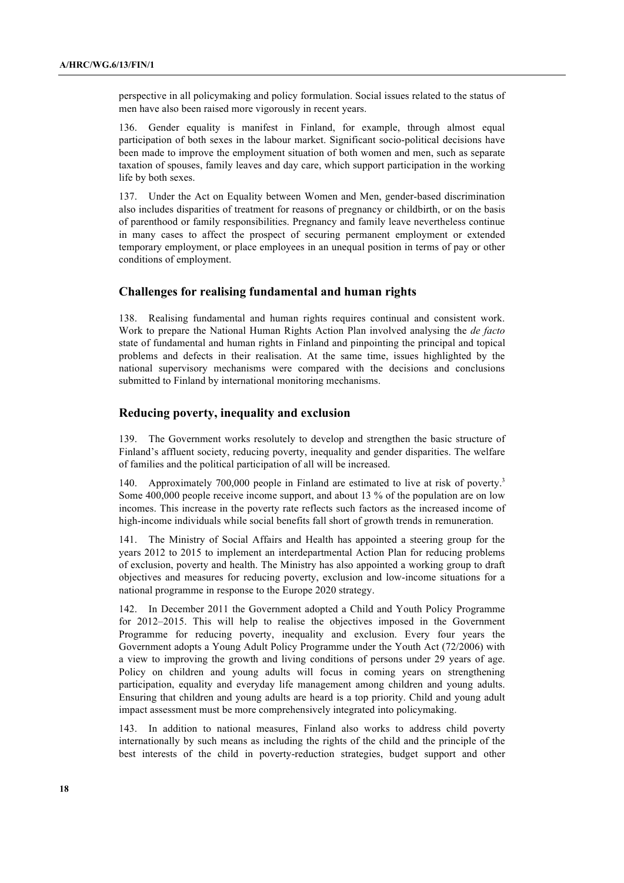perspective in all policymaking and policy formulation. Social issues related to the status of men have also been raised more vigorously in recent years.

136. Gender equality is manifest in Finland, for example, through almost equal participation of both sexes in the labour market. Significant socio-political decisions have been made to improve the employment situation of both women and men, such as separate taxation of spouses, family leaves and day care, which support participation in the working life by both sexes.

137. Under the Act on Equality between Women and Men, gender-based discrimination also includes disparities of treatment for reasons of pregnancy or childbirth, or on the basis of parenthood or family responsibilities. Pregnancy and family leave nevertheless continue in many cases to affect the prospect of securing permanent employment or extended temporary employment, or place employees in an unequal position in terms of pay or other conditions of employment.

## Challenges for realising fundamental and human rights

138. Realising fundamental and human rights requires continual and consistent work. Work to prepare the National Human Rights Action Plan involved analysing the *de facto* state of fundamental and human rights in Finland and pinpointing the principal and topical problems and defects in their realisation. At the same time, issues highlighted by the national supervisory mechanisms were compared with the decisions and conclusions submitted to Finland by international monitoring mechanisms.

## Reducing poverty, inequality and exclusion

139. The Government works resolutely to develop and strengthen the basic structure of Finland's affluent society, reducing poverty, inequality and gender disparities. The welfare of families and the political participation of all will be increased.

140. Approximately 700,000 people in Finland are estimated to live at risk of poverty.[3] Some 400,000 people receive income support, and about 13 % of the population are on low incomes. This increase in the poverty rate reflects such factors as the increased income of high-income individuals while social benefits fall short of growth trends in remuneration.

141. The Ministry of Social Affairs and Health has appointed a steering group for the years 2012 to 2015 to implement an interdepartmental Action Plan for reducing problems of exclusion, poverty and health. The Ministry has also appointed a working group to draft objectives and measures for reducing poverty, exclusion and low-income situations for a national programme in response to the Europe 2020 strategy.

142. In December 2011 the Government adopted a Child and Youth Policy Programme for 2012–2015. This will help to realise the objectives imposed in the Government Programme for reducing poverty, inequality and exclusion. Every four years the Government adopts a Young Adult Policy Programme under the Youth Act (72/2006) with a view to improving the growth and living conditions of persons under 29 years of age. Policy on children and young adults will focus in coming years on strengthening participation, equality and everyday life management among children and young adults. Ensuring that children and young adults are heard is a top priority. Child and young adult impact assessment must be more comprehensively integrated into policymaking.

143. In addition to national measures, Finland also works to address child poverty internationally by such means as including the rights of the child and the principle of the best interests of the child in poverty-reduction strategies, budget support and other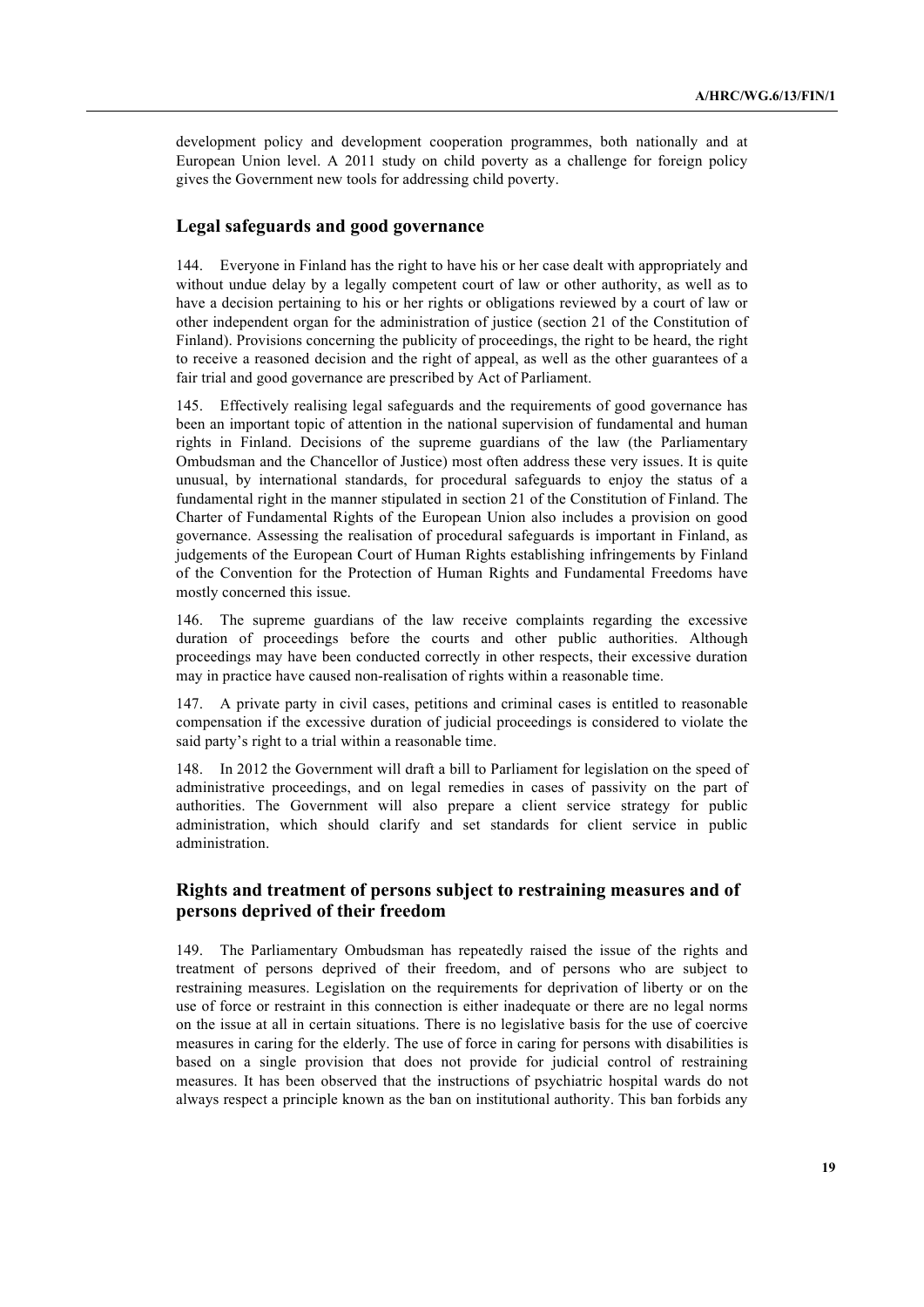development policy and development cooperation programmes, both nationally and at European Union level. A 2011 study on child poverty as a challenge for foreign policy gives the Government new tools for addressing child poverty.

## Legal safeguards and good governance

144. Everyone in Finland has the right to have his or her case dealt with appropriately and without undue delay by a legally competent court of law or other authority, as well as to have a decision pertaining to his or her rights or obligations reviewed by a court of law or other independent organ for the administration of justice (section 21 of the Constitution of Finland). Provisions concerning the publicity of proceedings, the right to be heard, the right to receive a reasoned decision and the right of appeal, as well as the other guarantees of a fair trial and good governance are prescribed by Act of Parliament.

145. Effectively realising legal safeguards and the requirements of good governance has been an important topic of attention in the national supervision of fundamental and human rights in Finland. Decisions of the supreme guardians of the law (the Parliamentary Ombudsman and the Chancellor of Justice) most often address these very issues. It is quite unusual, by international standards, for procedural safeguards to enjoy the status of a fundamental right in the manner stipulated in section 21 of the Constitution of Finland. The Charter of Fundamental Rights of the European Union also includes a provision on good governance. Assessing the realisation of procedural safeguards is important in Finland, as judgements of the European Court of Human Rights establishing infringements by Finland of the Convention for the Protection of Human Rights and Fundamental Freedoms have mostly concerned this issue.

146. The supreme guardians of the law receive complaints regarding the excessive duration of proceedings before the courts and other public authorities. Although proceedings may have been conducted correctly in other respects, their excessive duration may in practice have caused non-realisation of rights within a reasonable time.

147. A private party in civil cases, petitions and criminal cases is entitled to reasonable compensation if the excessive duration of judicial proceedings is considered to violate the said party's right to a trial within a reasonable time.

148. In 2012 the Government will draft a bill to Parliament for legislation on the speed of administrative proceedings, and on legal remedies in cases of passivity on the part of authorities. The Government will also prepare a client service strategy for public administration, which should clarify and set standards for client service in public administration.

## Rights and treatment of persons subject to restraining measures and of persons deprived of their freedom

149. The Parliamentary Ombudsman has repeatedly raised the issue of the rights and treatment of persons deprived of their freedom, and of persons who are subject to restraining measures. Legislation on the requirements for deprivation of liberty or on the use of force or restraint in this connection is either inadequate or there are no legal norms on the issue at all in certain situations. There is no legislative basis for the use of coercive measures in caring for the elderly. The use of force in caring for persons with disabilities is based on a single provision that does not provide for judicial control of restraining measures. It has been observed that the instructions of psychiatric hospital wards do not always respect a principle known as the ban on institutional authority. This ban forbids any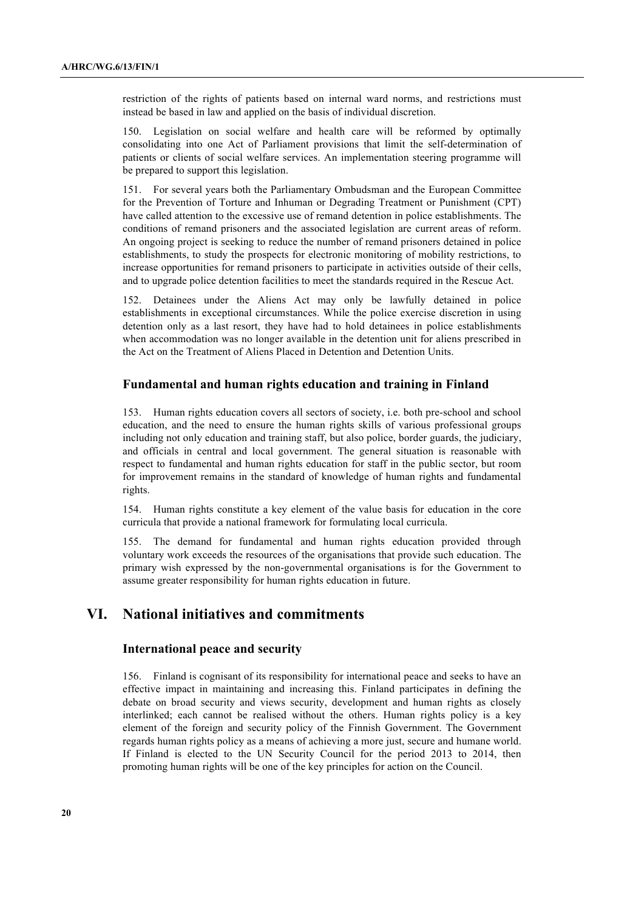restriction of the rights of patients based on internal ward norms, and restrictions must instead be based in law and applied on the basis of individual discretion.

150. Legislation on social welfare and health care will be reformed by optimally consolidating into one Act of Parliament provisions that limit the self-determination of patients or clients of social welfare services. An implementation steering programme will be prepared to support this legislation.

151. For several years both the Parliamentary Ombudsman and the European Committee for the Prevention of Torture and Inhuman or Degrading Treatment or Punishment (CPT) have called attention to the excessive use of remand detention in police establishments. The conditions of remand prisoners and the associated legislation are current areas of reform. An ongoing project is seeking to reduce the number of remand prisoners detained in police establishments, to study the prospects for electronic monitoring of mobility restrictions, to increase opportunities for remand prisoners to participate in activities outside of their cells, and to upgrade police detention facilities to meet the standards required in the Rescue Act.

152. Detainees under the Aliens Act may only be lawfully detained in police establishments in exceptional circumstances. While the police exercise discretion in using detention only as a last resort, they have had to hold detainees in police establishments when accommodation was no longer available in the detention unit for aliens prescribed in the Act on the Treatment of Aliens Placed in Detention and Detention Units.

### Fundamental and human rights education and training in Finland

153. Human rights education covers all sectors of society, i.e. both pre-school and school education, and the need to ensure the human rights skills of various professional groups including not only education and training staff, but also police, border guards, the judiciary, and officials in central and local government. The general situation is reasonable with respect to fundamental and human rights education for staff in the public sector, but room for improvement remains in the standard of knowledge of human rights and fundamental rights.

154. Human rights constitute a key element of the value basis for education in the core curricula that provide a national framework for formulating local curricula.

155. The demand for fundamental and human rights education provided through voluntary work exceeds the resources of the organisations that provide such education. The primary wish expressed by the non-governmental organisations is for the Government to assume greater responsibility for human rights education in future.

## VI. National initiatives and commitments

### International peace and security

156. Finland is cognisant of its responsibility for international peace and seeks to have an effective impact in maintaining and increasing this. Finland participates in defining the debate on broad security and views security, development and human rights as closely interlinked; each cannot be realised without the others. Human rights policy is a key element of the foreign and security policy of the Finnish Government. The Government regards human rights policy as a means of achieving a more just, secure and humane world. If Finland is elected to the UN Security Council for the period 2013 to 2014, then promoting human rights will be one of the key principles for action on the Council.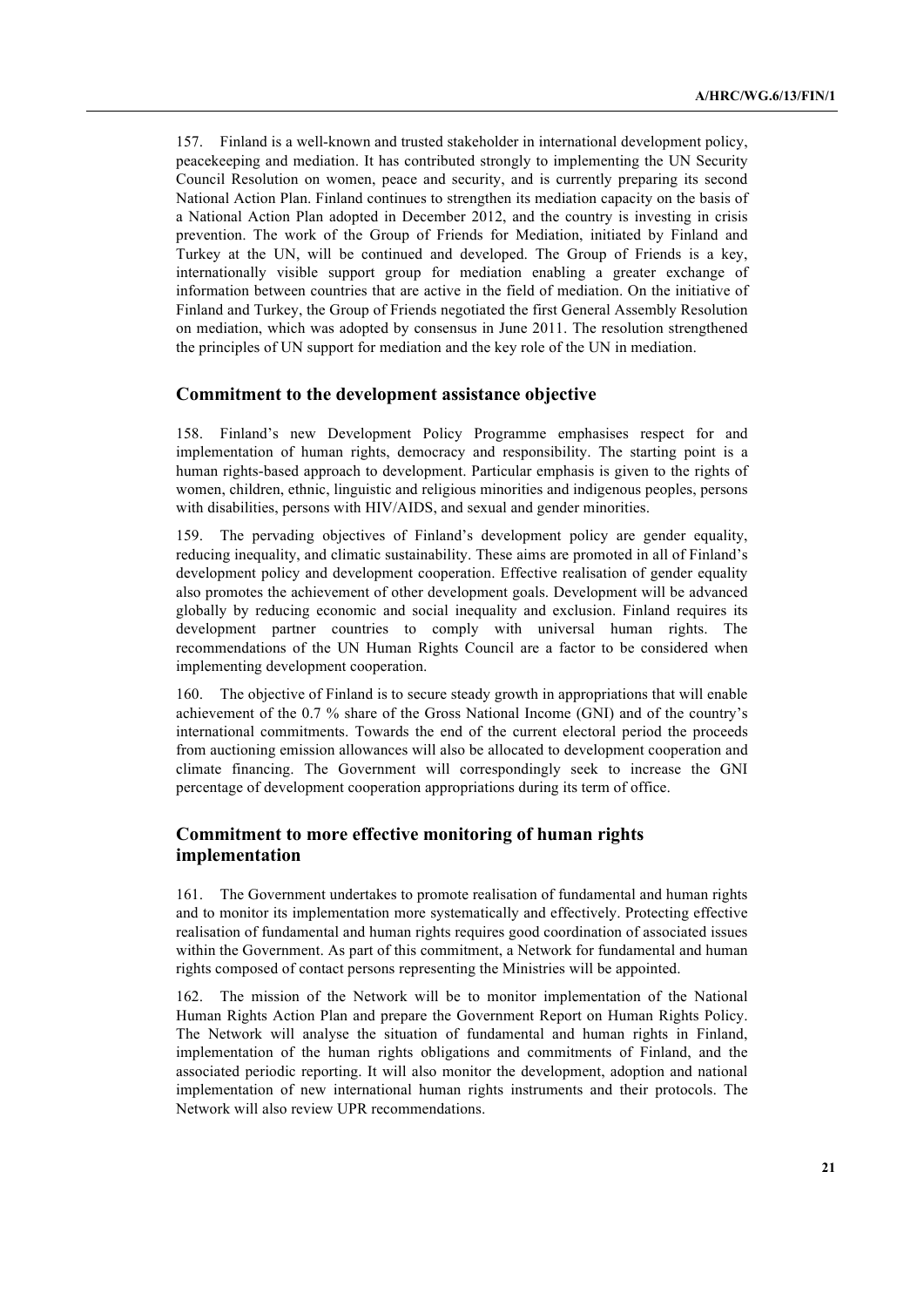157. Finland is a well-known and trusted stakeholder in international development policy, peacekeeping and mediation. It has contributed strongly to implementing the UN Security Council Resolution on women, peace and security, and is currently preparing its second National Action Plan. Finland continues to strengthen its mediation capacity on the basis of a National Action Plan adopted in December 2012, and the country is investing in crisis prevention. The work of the Group of Friends for Mediation, initiated by Finland and Turkey at the UN, will be continued and developed. The Group of Friends is a key, internationally visible support group for mediation enabling a greater exchange of information between countries that are active in the field of mediation. On the initiative of Finland and Turkey, the Group of Friends negotiated the first General Assembly Resolution on mediation, which was adopted by consensus in June 2011. The resolution strengthened the principles of UN support for mediation and the key role of the UN in mediation.

## Commitment to the development assistance objective

158. Finland's new Development Policy Programme emphasises respect for and implementation of human rights, democracy and responsibility. The starting point is a human rights-based approach to development. Particular emphasis is given to the rights of women, children, ethnic, linguistic and religious minorities and indigenous peoples, persons with disabilities, persons with HIV/AIDS, and sexual and gender minorities.

159. The pervading objectives of Finland's development policy are gender equality, reducing inequality, and climatic sustainability. These aims are promoted in all of Finland's development policy and development cooperation. Effective realisation of gender equality also promotes the achievement of other development goals. Development will be advanced globally by reducing economic and social inequality and exclusion. Finland requires its development partner countries to comply with universal human rights. The recommendations of the UN Human Rights Council are a factor to be considered when implementing development cooperation.

160. The objective of Finland is to secure steady growth in appropriations that will enable achievement of the 0.7 % share of the Gross National Income (GNI) and of the country's international commitments. Towards the end of the current electoral period the proceeds from auctioning emission allowances will also be allocated to development cooperation and climate financing. The Government will correspondingly seek to increase the GNI percentage of development cooperation appropriations during its term of office.

## Commitment to more effective monitoring of human rights implementation

161. The Government undertakes to promote realisation of fundamental and human rights and to monitor its implementation more systematically and effectively. Protecting effective realisation of fundamental and human rights requires good coordination of associated issues within the Government. As part of this commitment, a Network for fundamental and human rights composed of contact persons representing the Ministries will be appointed.

162. The mission of the Network will be to monitor implementation of the National Human Rights Action Plan and prepare the Government Report on Human Rights Policy. The Network will analyse the situation of fundamental and human rights in Finland, implementation of the human rights obligations and commitments of Finland, and the associated periodic reporting. It will also monitor the development, adoption and national implementation of new international human rights instruments and their protocols. The Network will also review UPR recommendations.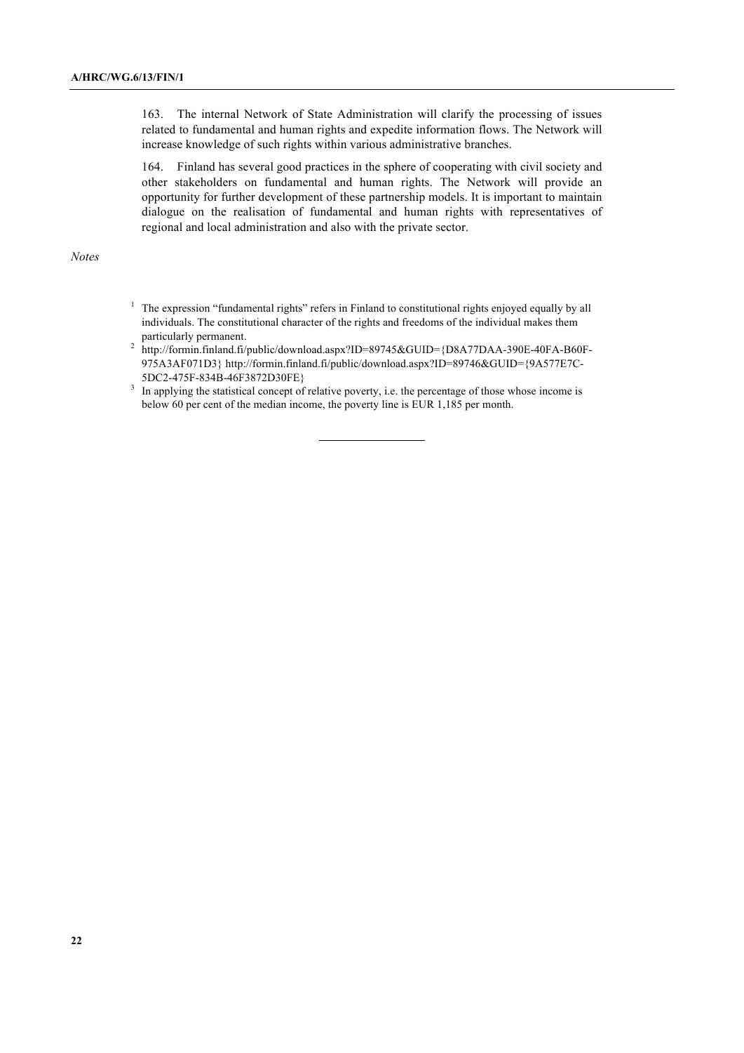163. The internal Network of State Administration will clarify the processing of issues related to fundamental and human rights and expedite information flows. The Network will increase knowledge of such rights within various administrative branches.

164. Finland has several good practices in the sphere of cooperating with civil society and other stakeholders on fundamental and human rights. The Network will provide an opportunity for further development of these partnership models. It is important to maintain dialogue on the realisation of fundamental and human rights with representatives of regional and local administration and also with the private sector.

*Notes*

[1] The expression "fundamental rights" refers in Finland to constitutional rights enjoyed equally by all individuals. The constitutional character of the rights and freedoms of the individual makes them particularly permanent.

[2] http://formin.finland.fi/public/download.aspx?ID=89745&GUID={D8A77DAA-390E-40FA-B60F-975A3AF071D3} http://formin.finland.fi/public/download.aspx?ID=89746&GUID={9A577E7C-5DC2-475F-834B-46F3872D30FE}

[3] In applying the statistical concept of relative poverty, i.e. the percentage of those whose income is below 60 per cent of the median income, the poverty line is EUR 1,185 per month.